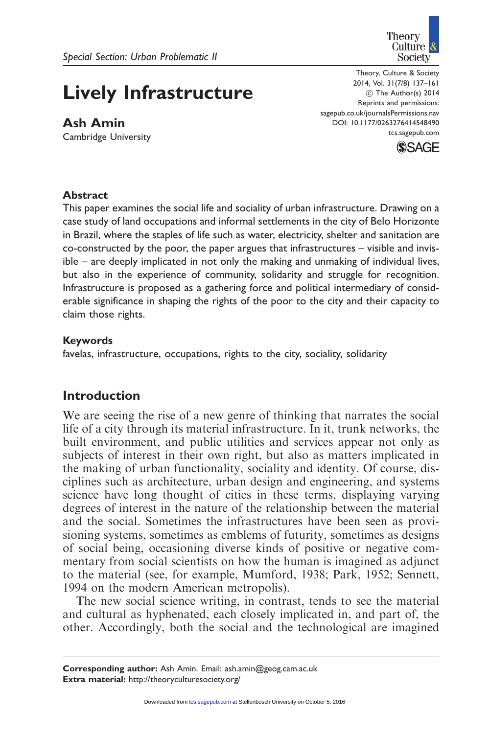Special Section: Urban Problematic II

# Lively Infrastructure

**Ash Amin**
Cambridge University

Theory, Culture & Society
2014, Vol. 31(7/8) 137–161
© The Author(s) 2014
Reprints and permissions: sagepub.co.uk/journalsPermissions.nav
DOI: 10.1177/0263276414548490
tcs.sagepub.com

## Abstract

This paper examines the social life and sociality of urban infrastructure. Drawing on a case study of land occupations and informal settlements in the city of Belo Horizonte in Brazil, where the staples of life such as water, electricity, shelter and sanitation are co-constructed by the poor, the paper argues that infrastructures – visible and invisible – are deeply implicated in not only the making and unmaking of individual lives, but also in the experience of community, solidarity and struggle for recognition. Infrastructure is proposed as a gathering force and political intermediary of considerable significance in shaping the rights of the poor to the city and their capacity to claim those rights.

## Keywords

favelas, infrastructure, occupations, rights to the city, sociality, solidarity

## Introduction

We are seeing the rise of a new genre of thinking that narrates the social life of a city through its material infrastructure. In it, trunk networks, the built environment, and public utilities and services appear not only as subjects of interest in their own right, but also as matters implicated in the making of urban functionality, sociality and identity. Of course, disciplines such as architecture, urban design and engineering, and systems science have long thought of cities in these terms, displaying varying degrees of interest in the nature of the relationship between the material and the social. Sometimes the infrastructures have been seen as provisioning systems, sometimes as emblems of futurity, sometimes as designs of social being, occasioning diverse kinds of positive or negative commentary from social scientists on how the human is imagined as adjunct to the material (see, for example, Mumford, 1938; Park, 1952; Sennett, 1994 on the modern American metropolis).

The new social science writing, in contrast, tends to see the material and cultural as hyphenated, each closely implicated in, and part of, the other. Accordingly, both the social and the technological are imagined

**Corresponding author:** Ash Amin. Email: ash.amin@geog.cam.ac.uk
**Extra material:** http://theoryculturesociety.org/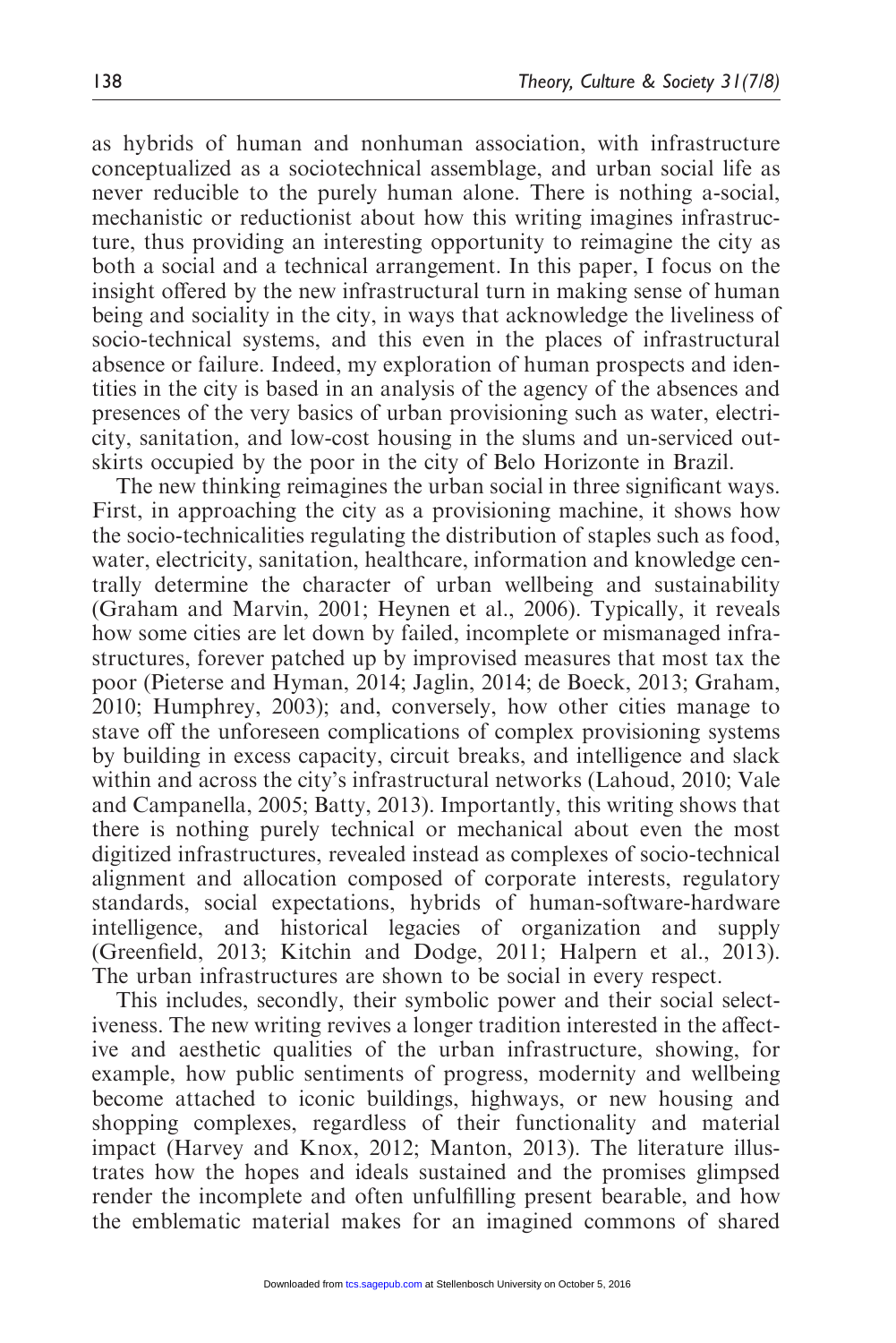as hybrids of human and nonhuman association, with infrastructure conceptualized as a sociotechnical assemblage, and urban social life as never reducible to the purely human alone. There is nothing a-social, mechanistic or reductionist about how this writing imagines infrastructure, thus providing an interesting opportunity to reimagine the city as both a social and a technical arrangement. In this paper, I focus on the insight offered by the new infrastructural turn in making sense of human being and sociality in the city, in ways that acknowledge the liveliness of socio-technical systems, and this even in the places of infrastructural absence or failure. Indeed, my exploration of human prospects and identities in the city is based in an analysis of the agency of the absences and presences of the very basics of urban provisioning such as water, electricity, sanitation, and low-cost housing in the slums and un-serviced outskirts occupied by the poor in the city of Belo Horizonte in Brazil.

The new thinking reimagines the urban social in three significant ways. First, in approaching the city as a provisioning machine, it shows how the socio-technicalities regulating the distribution of staples such as food, water, electricity, sanitation, healthcare, information and knowledge centrally determine the character of urban wellbeing and sustainability (Graham and Marvin, 2001; Heynen et al., 2006). Typically, it reveals how some cities are let down by failed, incomplete or mismanaged infrastructures, forever patched up by improvised measures that most tax the poor (Pieterse and Hyman, 2014; Jaglin, 2014; de Boeck, 2013; Graham, 2010; Humphrey, 2003); and, conversely, how other cities manage to stave off the unforeseen complications of complex provisioning systems by building in excess capacity, circuit breaks, and intelligence and slack within and across the city's infrastructural networks (Lahoud, 2010; Vale and Campanella, 2005; Batty, 2013). Importantly, this writing shows that there is nothing purely technical or mechanical about even the most digitized infrastructures, revealed instead as complexes of socio-technical alignment and allocation composed of corporate interests, regulatory standards, social expectations, hybrids of human-software-hardware intelligence, and historical legacies of organization and supply (Greenfield, 2013; Kitchin and Dodge, 2011; Halpern et al., 2013). The urban infrastructures are shown to be social in every respect.

This includes, secondly, their symbolic power and their social selectiveness. The new writing revives a longer tradition interested in the affective and aesthetic qualities of the urban infrastructure, showing, for example, how public sentiments of progress, modernity and wellbeing become attached to iconic buildings, highways, or new housing and shopping complexes, regardless of their functionality and material impact (Harvey and Knox, 2012; Manton, 2013). The literature illustrates how the hopes and ideals sustained and the promises glimpsed render the incomplete and often unfulfilling present bearable, and how the emblematic material makes for an imagined commons of shared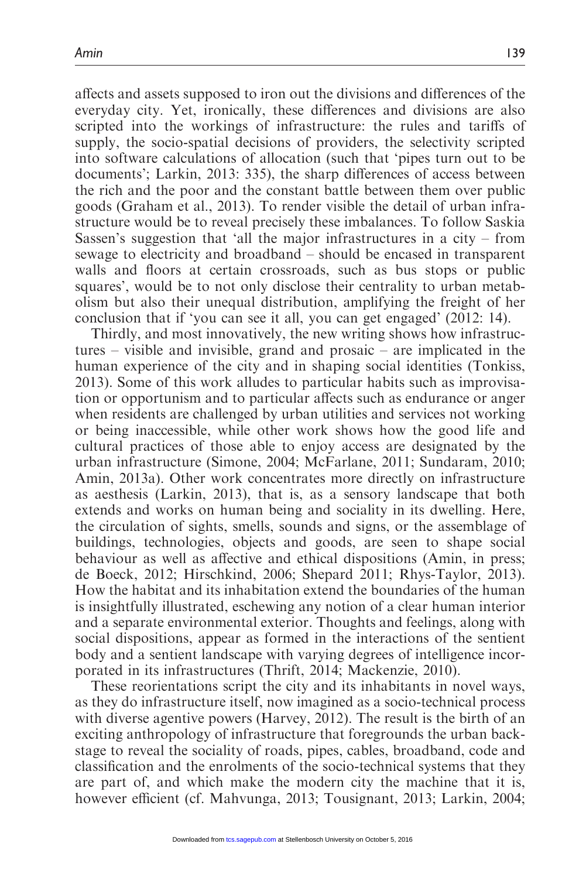affects and assets supposed to iron out the divisions and differences of the everyday city. Yet, ironically, these differences and divisions are also scripted into the workings of infrastructure: the rules and tariffs of supply, the socio-spatial decisions of providers, the selectivity scripted into software calculations of allocation (such that 'pipes turn out to be documents'; Larkin, 2013: 335), the sharp differences of access between the rich and the poor and the constant battle between them over public goods (Graham et al., 2013). To render visible the detail of urban infrastructure would be to reveal precisely these imbalances. To follow Saskia Sassen's suggestion that 'all the major infrastructures in a city – from sewage to electricity and broadband – should be encased in transparent walls and floors at certain crossroads, such as bus stops or public squares', would be to not only disclose their centrality to urban metabolism but also their unequal distribution, amplifying the freight of her conclusion that if 'you can see it all, you can get engaged' (2012: 14).

Thirdly, and most innovatively, the new writing shows how infrastructures – visible and invisible, grand and prosaic – are implicated in the human experience of the city and in shaping social identities (Tonkiss, 2013). Some of this work alludes to particular habits such as improvisation or opportunism and to particular affects such as endurance or anger when residents are challenged by urban utilities and services not working or being inaccessible, while other work shows how the good life and cultural practices of those able to enjoy access are designated by the urban infrastructure (Simone, 2004; McFarlane, 2011; Sundaram, 2010; Amin, 2013a). Other work concentrates more directly on infrastructure as aesthesis (Larkin, 2013), that is, as a sensory landscape that both extends and works on human being and sociality in its dwelling. Here, the circulation of sights, smells, sounds and signs, or the assemblage of buildings, technologies, objects and goods, are seen to shape social behaviour as well as affective and ethical dispositions (Amin, in press; de Boeck, 2012; Hirschkind, 2006; Shepard 2011; Rhys-Taylor, 2013). How the habitat and its inhabitation extend the boundaries of the human is insightfully illustrated, eschewing any notion of a clear human interior and a separate environmental exterior. Thoughts and feelings, along with social dispositions, appear as formed in the interactions of the sentient body and a sentient landscape with varying degrees of intelligence incorporated in its infrastructures (Thrift, 2014; Mackenzie, 2010).

These reorientations script the city and its inhabitants in novel ways, as they do infrastructure itself, now imagined as a socio-technical process with diverse agentive powers (Harvey, 2012). The result is the birth of an exciting anthropology of infrastructure that foregrounds the urban backstage to reveal the sociality of roads, pipes, cables, broadband, code and classification and the enrolments of the socio-technical systems that they are part of, and which make the modern city the machine that it is, however efficient (cf. Mahvunga, 2013; Tousignant, 2013; Larkin, 2004;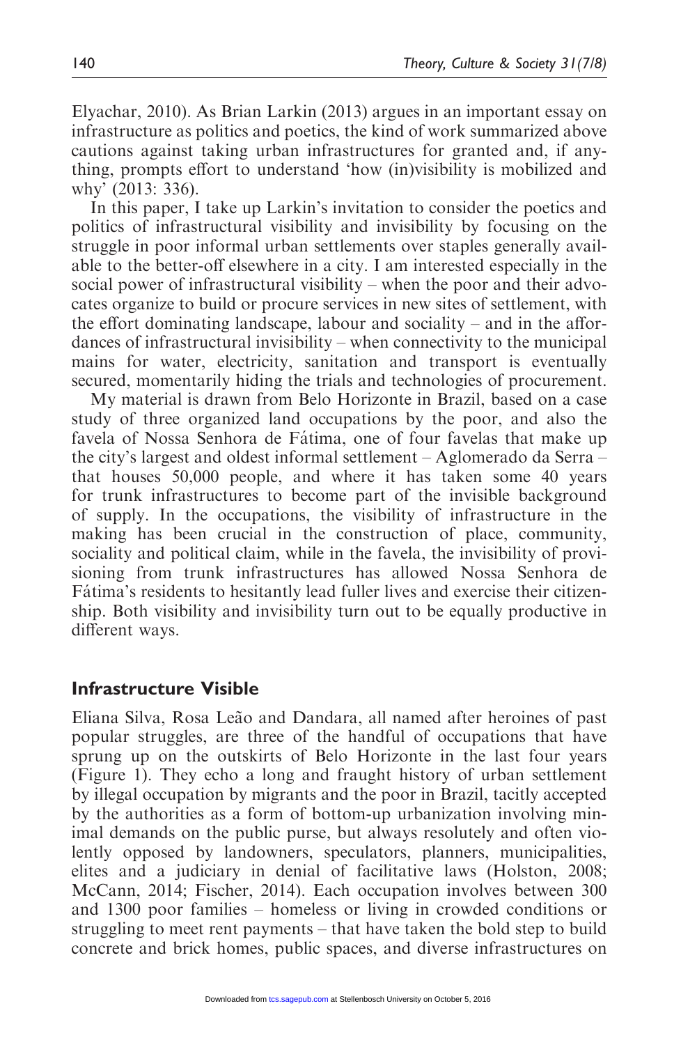Elyachar, 2010). As Brian Larkin (2013) argues in an important essay on infrastructure as politics and poetics, the kind of work summarized above cautions against taking urban infrastructures for granted and, if anything, prompts effort to understand 'how (in)visibility is mobilized and why' (2013: 336).

In this paper, I take up Larkin's invitation to consider the poetics and politics of infrastructural visibility and invisibility by focusing on the struggle in poor informal urban settlements over staples generally available to the better-off elsewhere in a city. I am interested especially in the social power of infrastructural visibility – when the poor and their advocates organize to build or procure services in new sites of settlement, with the effort dominating landscape, labour and sociality – and in the affordances of infrastructural invisibility – when connectivity to the municipal mains for water, electricity, sanitation and transport is eventually secured, momentarily hiding the trials and technologies of procurement.

My material is drawn from Belo Horizonte in Brazil, based on a case study of three organized land occupations by the poor, and also the favela of Nossa Senhora de Fátima, one of four favelas that make up the city's largest and oldest informal settlement – Aglomerado da Serra – that houses 50,000 people, and where it has taken some 40 years for trunk infrastructures to become part of the invisible background of supply. In the occupations, the visibility of infrastructure in the making has been crucial in the construction of place, community, sociality and political claim, while in the favela, the invisibility of provisioning from trunk infrastructures has allowed Nossa Senhora de Fátima's residents to hesitantly lead fuller lives and exercise their citizenship. Both visibility and invisibility turn out to be equally productive in different ways.

## Infrastructure Visible

Eliana Silva, Rosa Leão and Dandara, all named after heroines of past popular struggles, are three of the handful of occupations that have sprung up on the outskirts of Belo Horizonte in the last four years (Figure 1). They echo a long and fraught history of urban settlement by illegal occupation by migrants and the poor in Brazil, tacitly accepted by the authorities as a form of bottom-up urbanization involving minimal demands on the public purse, but always resolutely and often violently opposed by landowners, speculators, planners, municipalities, elites and a judiciary in denial of facilitative laws (Holston, 2008; McCann, 2014; Fischer, 2014). Each occupation involves between 300 and 1300 poor families – homeless or living in crowded conditions or struggling to meet rent payments – that have taken the bold step to build concrete and brick homes, public spaces, and diverse infrastructures on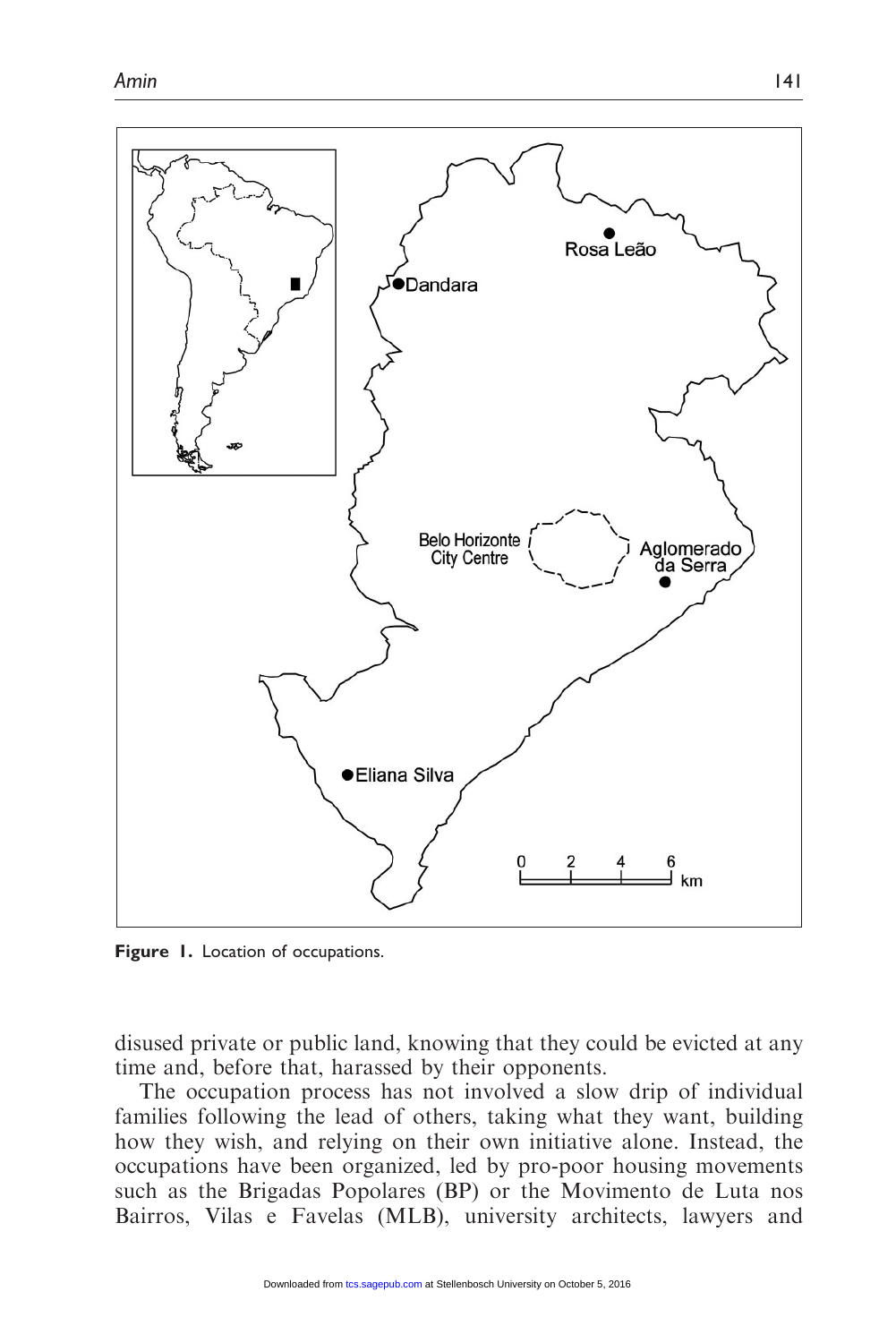Figure 1. Location of occupations.

disused private or public land, knowing that they could be evicted at any time and, before that, harassed by their opponents.

The occupation process has not involved a slow drip of individual families following the lead of others, taking what they want, building how they wish, and relying on their own initiative alone. Instead, the occupations have been organized, led by pro-poor housing movements such as the Brigadas Popolares (BP) or the Movimento de Luta nos Bairros, Vilas e Favelas (MLB), university architects, lawyers and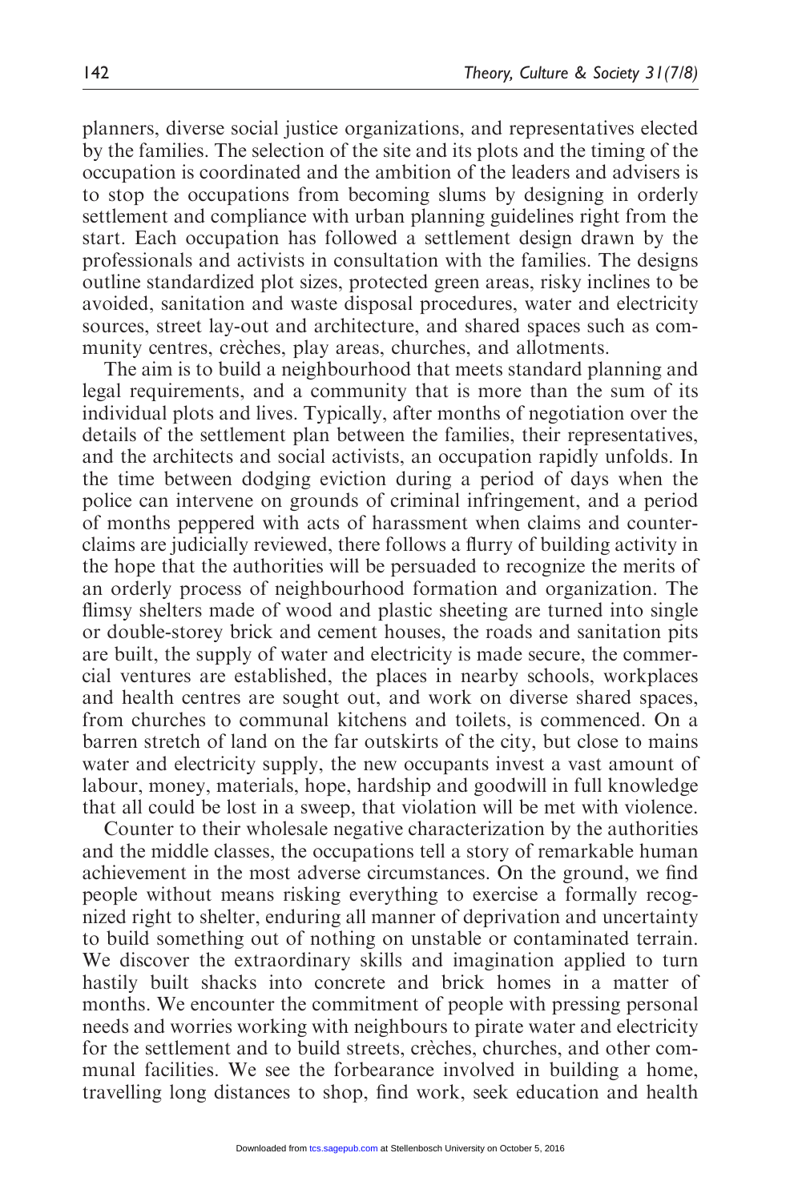planners, diverse social justice organizations, and representatives elected by the families. The selection of the site and its plots and the timing of the occupation is coordinated and the ambition of the leaders and advisers is to stop the occupations from becoming slums by designing in orderly settlement and compliance with urban planning guidelines right from the start. Each occupation has followed a settlement design drawn by the professionals and activists in consultation with the families. The designs outline standardized plot sizes, protected green areas, risky inclines to be avoided, sanitation and waste disposal procedures, water and electricity sources, street lay-out and architecture, and shared spaces such as community centres, crèches, play areas, churches, and allotments.

The aim is to build a neighbourhood that meets standard planning and legal requirements, and a community that is more than the sum of its individual plots and lives. Typically, after months of negotiation over the details of the settlement plan between the families, their representatives, and the architects and social activists, an occupation rapidly unfolds. In the time between dodging eviction during a period of days when the police can intervene on grounds of criminal infringement, and a period of months peppered with acts of harassment when claims and counterclaims are judicially reviewed, there follows a flurry of building activity in the hope that the authorities will be persuaded to recognize the merits of an orderly process of neighbourhood formation and organization. The flimsy shelters made of wood and plastic sheeting are turned into single or double-storey brick and cement houses, the roads and sanitation pits are built, the supply of water and electricity is made secure, the commercial ventures are established, the places in nearby schools, workplaces and health centres are sought out, and work on diverse shared spaces, from churches to communal kitchens and toilets, is commenced. On a barren stretch of land on the far outskirts of the city, but close to mains water and electricity supply, the new occupants invest a vast amount of labour, money, materials, hope, hardship and goodwill in full knowledge that all could be lost in a sweep, that violation will be met with violence.

Counter to their wholesale negative characterization by the authorities and the middle classes, the occupations tell a story of remarkable human achievement in the most adverse circumstances. On the ground, we find people without means risking everything to exercise a formally recognized right to shelter, enduring all manner of deprivation and uncertainty to build something out of nothing on unstable or contaminated terrain. We discover the extraordinary skills and imagination applied to turn hastily built shacks into concrete and brick homes in a matter of months. We encounter the commitment of people with pressing personal needs and worries working with neighbours to pirate water and electricity for the settlement and to build streets, crèches, churches, and other communal facilities. We see the forbearance involved in building a home, travelling long distances to shop, find work, seek education and health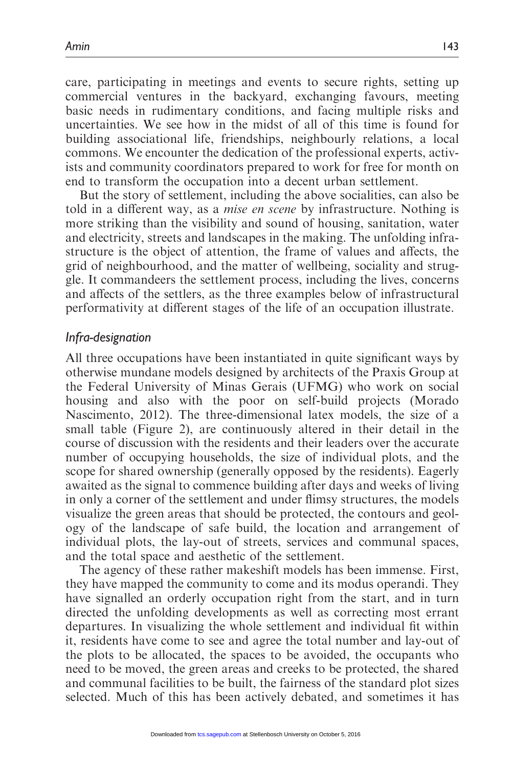care, participating in meetings and events to secure rights, setting up commercial ventures in the backyard, exchanging favours, meeting basic needs in rudimentary conditions, and facing multiple risks and uncertainties. We see how in the midst of all of this time is found for building associational life, friendships, neighbourly relations, a local commons. We encounter the dedication of the professional experts, activists and community coordinators prepared to work for free for month on end to transform the occupation into a decent urban settlement.

But the story of settlement, including the above socialities, can also be told in a different way, as a *mise en scene* by infrastructure. Nothing is more striking than the visibility and sound of housing, sanitation, water and electricity, streets and landscapes in the making. The unfolding infrastructure is the object of attention, the frame of values and affects, the grid of neighbourhood, and the matter of wellbeing, sociality and struggle. It commandeers the settlement process, including the lives, concerns and affects of the settlers, as the three examples below of infrastructural performativity at different stages of the life of an occupation illustrate.

### *Infra-designation*

All three occupations have been instantiated in quite significant ways by otherwise mundane models designed by architects of the Praxis Group at the Federal University of Minas Gerais (UFMG) who work on social housing and also with the poor on self-build projects (Morado Nascimento, 2012). The three-dimensional latex models, the size of a small table (Figure 2), are continuously altered in their detail in the course of discussion with the residents and their leaders over the accurate number of occupying households, the size of individual plots, and the scope for shared ownership (generally opposed by the residents). Eagerly awaited as the signal to commence building after days and weeks of living in only a corner of the settlement and under flimsy structures, the models visualize the green areas that should be protected, the contours and geology of the landscape of safe build, the location and arrangement of individual plots, the lay-out of streets, services and communal spaces, and the total space and aesthetic of the settlement.

The agency of these rather makeshift models has been immense. First, they have mapped the community to come and its modus operandi. They have signalled an orderly occupation right from the start, and in turn directed the unfolding developments as well as correcting most errant departures. In visualizing the whole settlement and individual fit within it, residents have come to see and agree the total number and lay-out of the plots to be allocated, the spaces to be avoided, the occupants who need to be moved, the green areas and creeks to be protected, the shared and communal facilities to be built, the fairness of the standard plot sizes selected. Much of this has been actively debated, and sometimes it has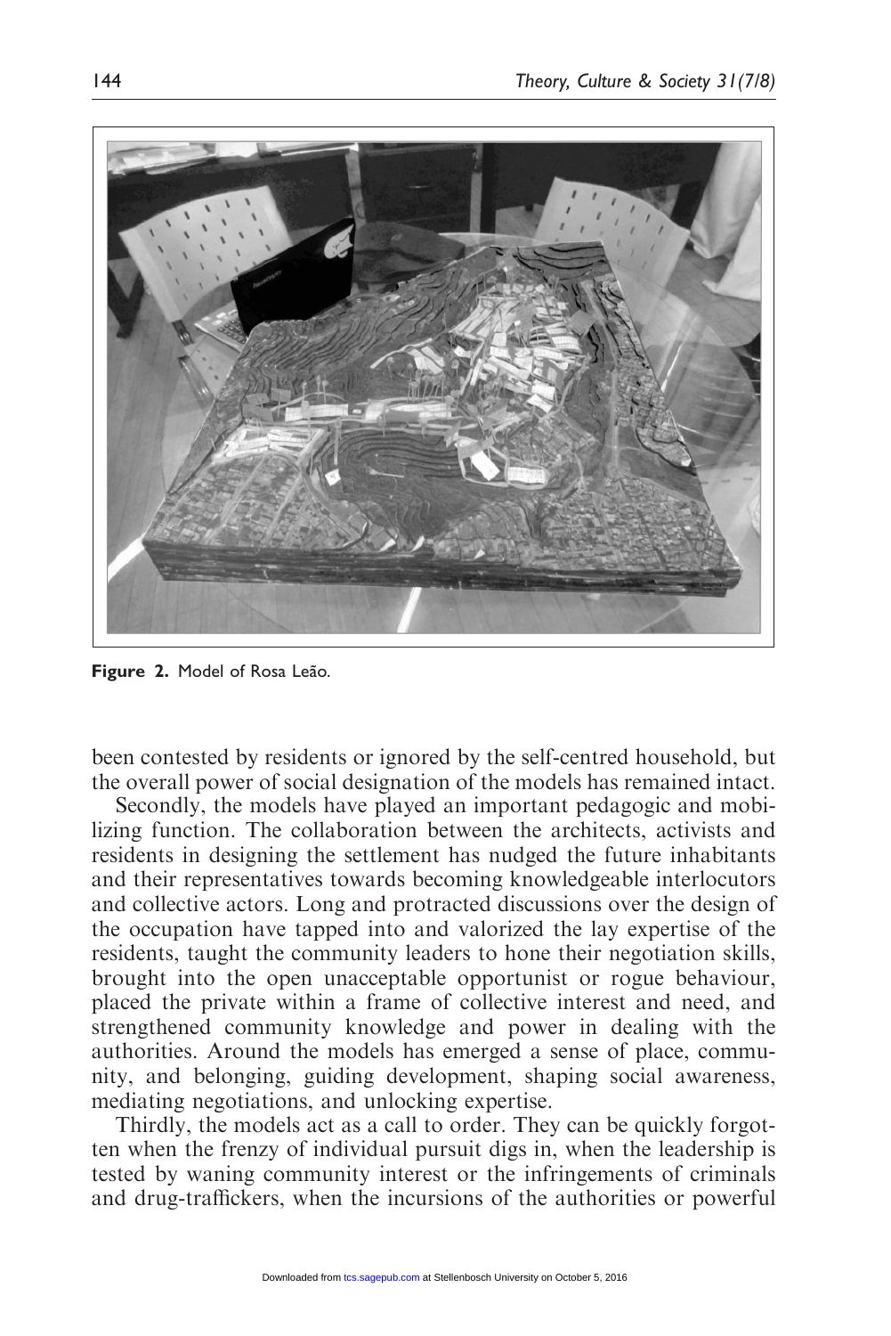**Figure 2.** Model of Rosa Leão.

been contested by residents or ignored by the self-centred household, but the overall power of social designation of the models has remained intact.

Secondly, the models have played an important pedagogic and mobilizing function. The collaboration between the architects, activists and residents in designing the settlement has nudged the future inhabitants and their representatives towards becoming knowledgeable interlocutors and collective actors. Long and protracted discussions over the design of the occupation have tapped into and valorized the lay expertise of the residents, taught the community leaders to hone their negotiation skills, brought into the open unacceptable opportunist or rogue behaviour, placed the private within a frame of collective interest and need, and strengthened community knowledge and power in dealing with the authorities. Around the models has emerged a sense of place, community, and belonging, guiding development, shaping social awareness, mediating negotiations, and unlocking expertise.

Thirdly, the models act as a call to order. They can be quickly forgotten when the frenzy of individual pursuit digs in, when the leadership is tested by waning community interest or the infringements of criminals and drug-traffickers, when the incursions of the authorities or powerful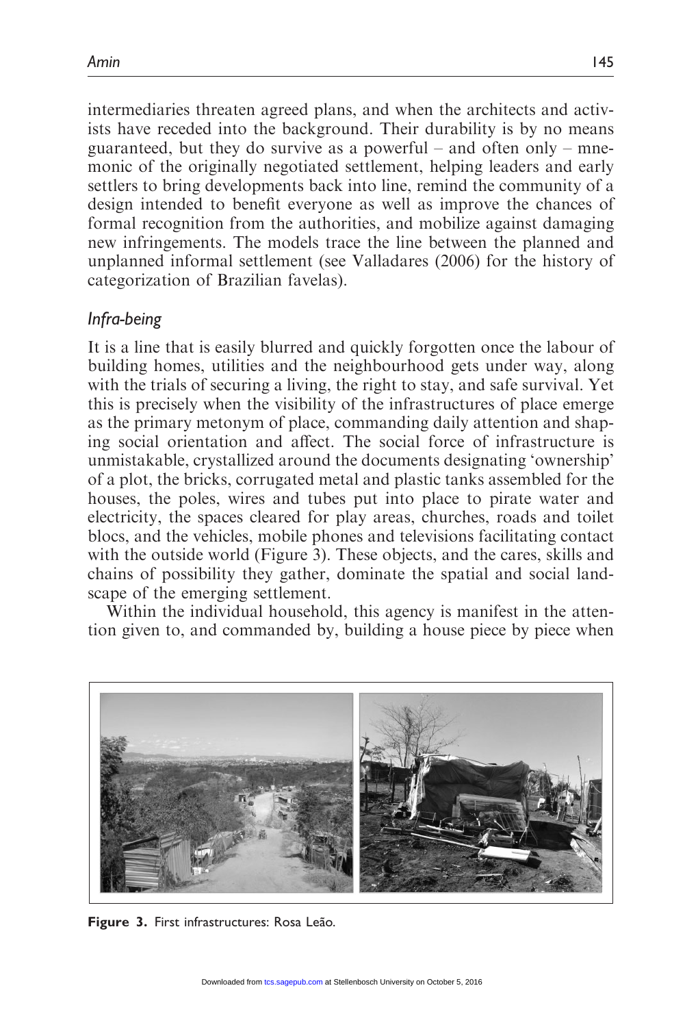intermediaries threaten agreed plans, and when the architects and activists have receded into the background. Their durability is by no means guaranteed, but they do survive as a powerful – and often only – mnemonic of the originally negotiated settlement, helping leaders and early settlers to bring developments back into line, remind the community of a design intended to benefit everyone as well as improve the chances of formal recognition from the authorities, and mobilize against damaging new infringements. The models trace the line between the planned and unplanned informal settlement (see Valladares (2006) for the history of categorization of Brazilian favelas).

### *Infra-being*

It is a line that is easily blurred and quickly forgotten once the labour of building homes, utilities and the neighbourhood gets under way, along with the trials of securing a living, the right to stay, and safe survival. Yet this is precisely when the visibility of the infrastructures of place emerge as the primary metonym of place, commanding daily attention and shaping social orientation and affect. The social force of infrastructure is unmistakable, crystallized around the documents designating 'ownership' of a plot, the bricks, corrugated metal and plastic tanks assembled for the houses, the poles, wires and tubes put into place to pirate water and electricity, the spaces cleared for play areas, churches, roads and toilet blocs, and the vehicles, mobile phones and televisions facilitating contact with the outside world (Figure 3). These objects, and the cares, skills and chains of possibility they gather, dominate the spatial and social landscape of the emerging settlement.

Within the individual household, this agency is manifest in the attention given to, and commanded by, building a house piece by piece when

**Figure 3.** First infrastructures: Rosa Leão.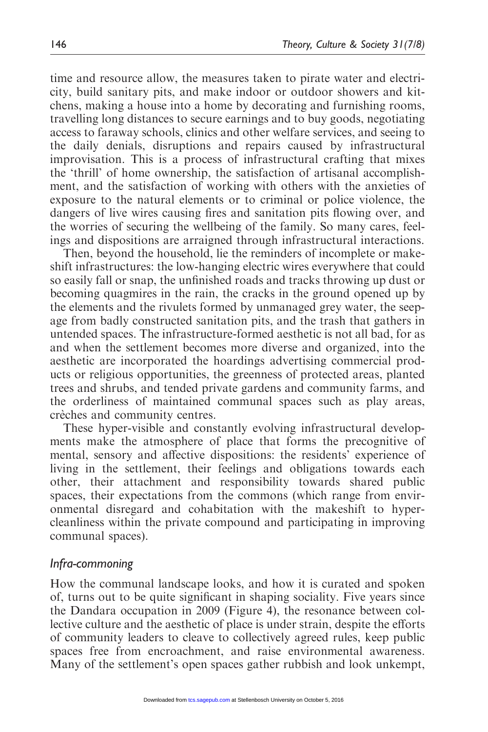time and resource allow, the measures taken to pirate water and electricity, build sanitary pits, and make indoor or outdoor showers and kitchens, making a house into a home by decorating and furnishing rooms, travelling long distances to secure earnings and to buy goods, negotiating access to faraway schools, clinics and other welfare services, and seeing to the daily denials, disruptions and repairs caused by infrastructural improvisation. This is a process of infrastructural crafting that mixes the 'thrill' of home ownership, the satisfaction of artisanal accomplishment, and the satisfaction of working with others with the anxieties of exposure to the natural elements or to criminal or police violence, the dangers of live wires causing fires and sanitation pits flowing over, and the worries of securing the wellbeing of the family. So many cares, feelings and dispositions are arraigned through infrastructural interactions.

Then, beyond the household, lie the reminders of incomplete or makeshift infrastructures: the low-hanging electric wires everywhere that could so easily fall or snap, the unfinished roads and tracks throwing up dust or becoming quagmires in the rain, the cracks in the ground opened up by the elements and the rivulets formed by unmanaged grey water, the seepage from badly constructed sanitation pits, and the trash that gathers in untended spaces. The infrastructure-formed aesthetic is not all bad, for as and when the settlement becomes more diverse and organized, into the aesthetic are incorporated the hoardings advertising commercial products or religious opportunities, the greenness of protected areas, planted trees and shrubs, and tended private gardens and community farms, and the orderliness of maintained communal spaces such as play areas, crèches and community centres.

These hyper-visible and constantly evolving infrastructural developments make the atmosphere of place that forms the precognitive of mental, sensory and affective dispositions: the residents' experience of living in the settlement, their feelings and obligations towards each other, their attachment and responsibility towards shared public spaces, their expectations from the commons (which range from environmental disregard and cohabitation with the makeshift to hyper-cleanliness within the private compound and participating in improving communal spaces).

### *Infra-commoning*

How the communal landscape looks, and how it is curated and spoken of, turns out to be quite significant in shaping sociality. Five years since the Dandara occupation in 2009 (Figure 4), the resonance between collective culture and the aesthetic of place is under strain, despite the efforts of community leaders to cleave to collectively agreed rules, keep public spaces free from encroachment, and raise environmental awareness. Many of the settlement's open spaces gather rubbish and look unkempt,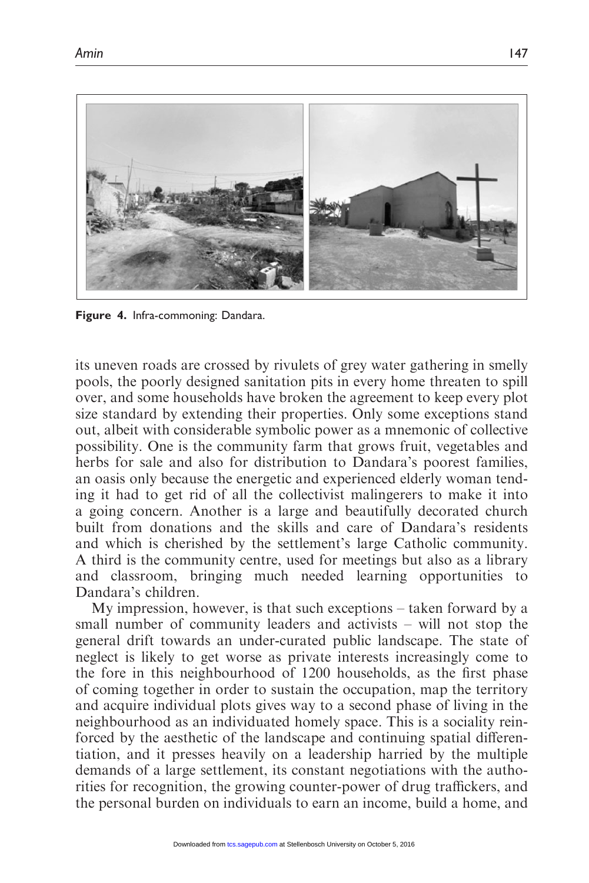**Figure 4.** Infra-commoning: Dandara.

its uneven roads are crossed by rivulets of grey water gathering in smelly pools, the poorly designed sanitation pits in every home threaten to spill over, and some households have broken the agreement to keep every plot size standard by extending their properties. Only some exceptions stand out, albeit with considerable symbolic power as a mnemonic of collective possibility. One is the community farm that grows fruit, vegetables and herbs for sale and also for distribution to Dandara's poorest families, an oasis only because the energetic and experienced elderly woman tending it had to get rid of all the collectivist malingerers to make it into a going concern. Another is a large and beautifully decorated church built from donations and the skills and care of Dandara's residents and which is cherished by the settlement's large Catholic community. A third is the community centre, used for meetings but also as a library and classroom, bringing much needed learning opportunities to Dandara's children.

My impression, however, is that such exceptions – taken forward by a small number of community leaders and activists – will not stop the general drift towards an under-curated public landscape. The state of neglect is likely to get worse as private interests increasingly come to the fore in this neighbourhood of 1200 households, as the first phase of coming together in order to sustain the occupation, map the territory and acquire individual plots gives way to a second phase of living in the neighbourhood as an individuated homely space. This is a sociality reinforced by the aesthetic of the landscape and continuing spatial differentiation, and it presses heavily on a leadership harried by the multiple demands of a large settlement, its constant negotiations with the authorities for recognition, the growing counter-power of drug traffickers, and the personal burden on individuals to earn an income, build a home, and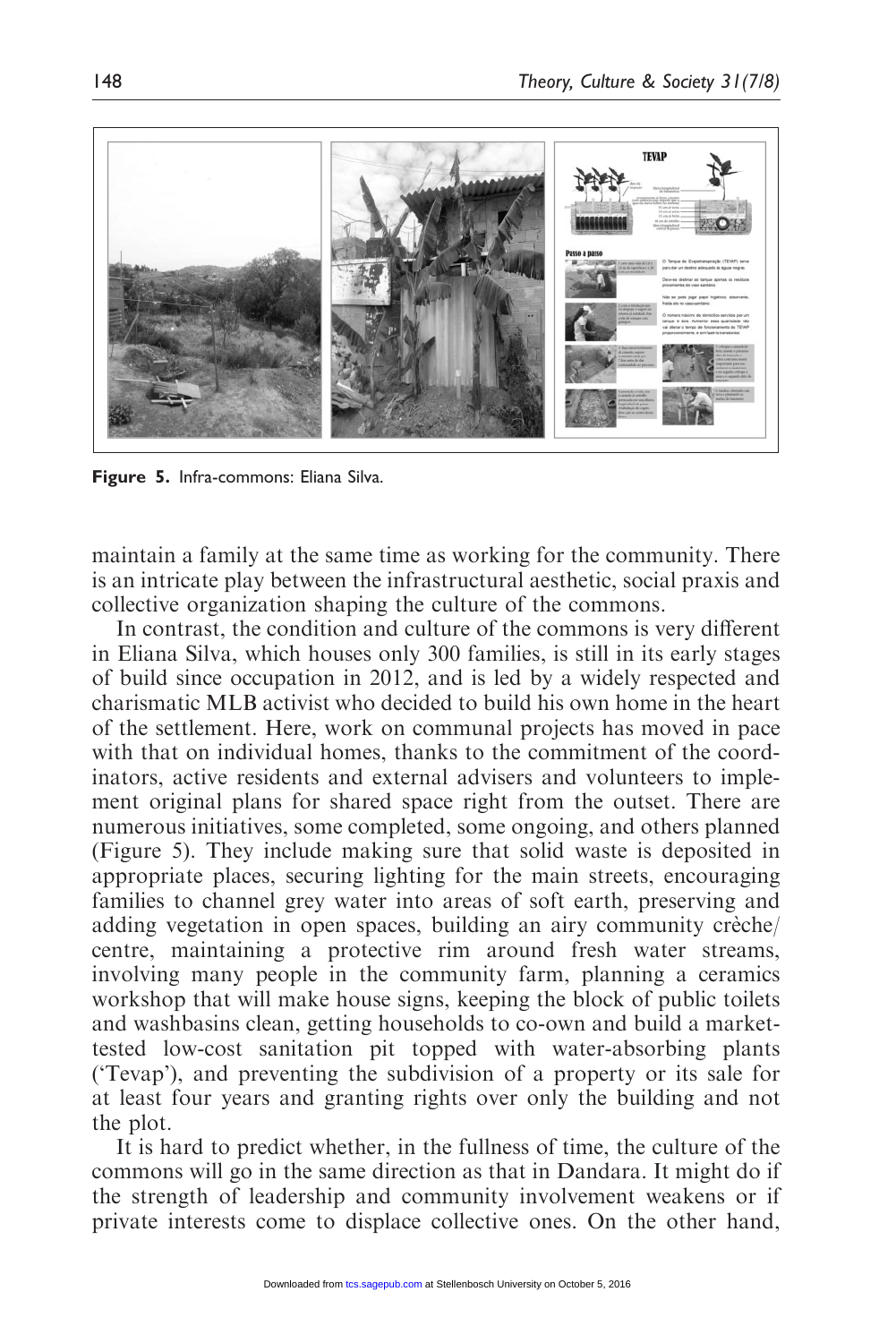Figure 5. Infra-commons: Eliana Silva.

maintain a family at the same time as working for the community. There is an intricate play between the infrastructural aesthetic, social praxis and collective organization shaping the culture of the commons.

In contrast, the condition and culture of the commons is very different in Eliana Silva, which houses only 300 families, is still in its early stages of build since occupation in 2012, and is led by a widely respected and charismatic MLB activist who decided to build his own home in the heart of the settlement. Here, work on communal projects has moved in pace with that on individual homes, thanks to the commitment of the coordinators, active residents and external advisers and volunteers to implement original plans for shared space right from the outset. There are numerous initiatives, some completed, some ongoing, and others planned (Figure 5). They include making sure that solid waste is deposited in appropriate places, securing lighting for the main streets, encouraging families to channel grey water into areas of soft earth, preserving and adding vegetation in open spaces, building an airy community crèche/centre, maintaining a protective rim around fresh water streams, involving many people in the community farm, planning a ceramics workshop that will make house signs, keeping the block of public toilets and washbasins clean, getting households to co-own and build a market-tested low-cost sanitation pit topped with water-absorbing plants ('Tevap'), and preventing the subdivision of a property or its sale for at least four years and granting rights over only the building and not the plot.

It is hard to predict whether, in the fullness of time, the culture of the commons will go in the same direction as that in Dandara. It might do if the strength of leadership and community involvement weakens or if private interests come to displace collective ones. On the other hand,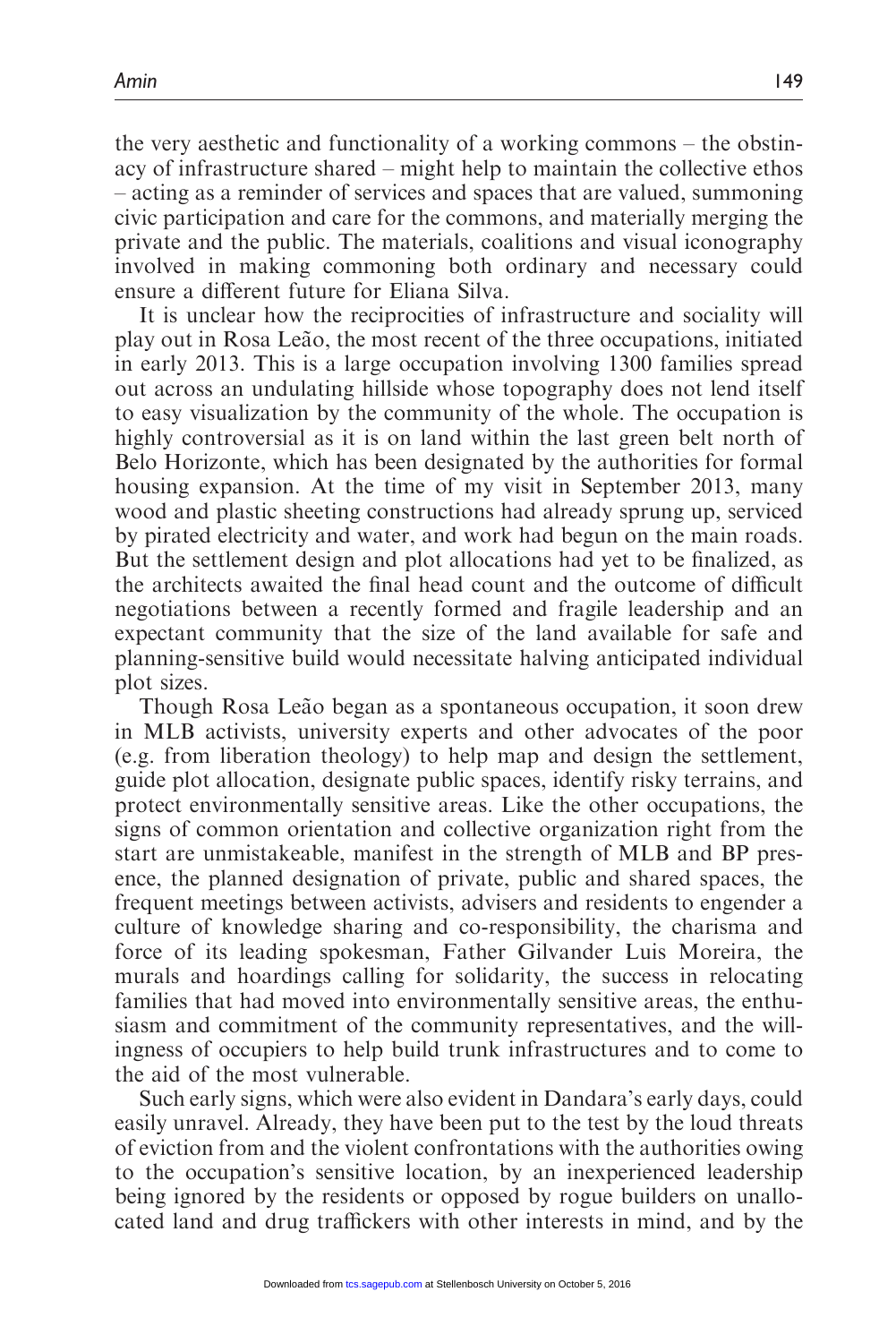the very aesthetic and functionality of a working commons – the obstinacy of infrastructure shared – might help to maintain the collective ethos – acting as a reminder of services and spaces that are valued, summoning civic participation and care for the commons, and materially merging the private and the public. The materials, coalitions and visual iconography involved in making commoning both ordinary and necessary could ensure a different future for Eliana Silva.

It is unclear how the reciprocities of infrastructure and sociality will play out in Rosa Leão, the most recent of the three occupations, initiated in early 2013. This is a large occupation involving 1300 families spread out across an undulating hillside whose topography does not lend itself to easy visualization by the community of the whole. The occupation is highly controversial as it is on land within the last green belt north of Belo Horizonte, which has been designated by the authorities for formal housing expansion. At the time of my visit in September 2013, many wood and plastic sheeting constructions had already sprung up, serviced by pirated electricity and water, and work had begun on the main roads. But the settlement design and plot allocations had yet to be finalized, as the architects awaited the final head count and the outcome of difficult negotiations between a recently formed and fragile leadership and an expectant community that the size of the land available for safe and planning-sensitive build would necessitate halving anticipated individual plot sizes.

Though Rosa Leão began as a spontaneous occupation, it soon drew in MLB activists, university experts and other advocates of the poor (e.g. from liberation theology) to help map and design the settlement, guide plot allocation, designate public spaces, identify risky terrains, and protect environmentally sensitive areas. Like the other occupations, the signs of common orientation and collective organization right from the start are unmistakeable, manifest in the strength of MLB and BP presence, the planned designation of private, public and shared spaces, the frequent meetings between activists, advisers and residents to engender a culture of knowledge sharing and co-responsibility, the charisma and force of its leading spokesman, Father Gilvander Luis Moreira, the murals and hoardings calling for solidarity, the success in relocating families that had moved into environmentally sensitive areas, the enthusiasm and commitment of the community representatives, and the willingness of occupiers to help build trunk infrastructures and to come to the aid of the most vulnerable.

Such early signs, which were also evident in Dandara's early days, could easily unravel. Already, they have been put to the test by the loud threats of eviction from and the violent confrontations with the authorities owing to the occupation's sensitive location, by an inexperienced leadership being ignored by the residents or opposed by rogue builders on unallocated land and drug traffickers with other interests in mind, and by the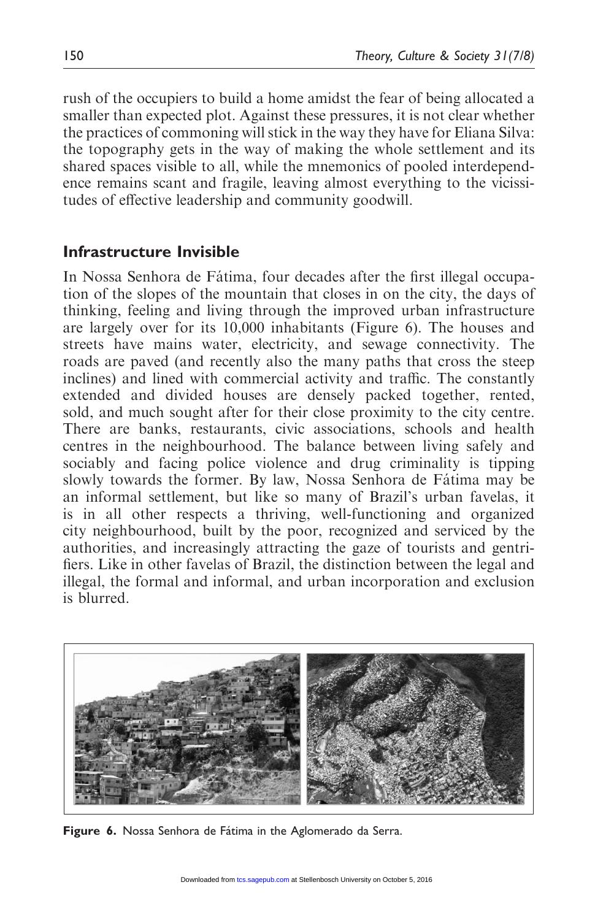rush of the occupiers to build a home amidst the fear of being allocated a smaller than expected plot. Against these pressures, it is not clear whether the practices of commoning will stick in the way they have for Eliana Silva: the topography gets in the way of making the whole settlement and its shared spaces visible to all, while the mnemonics of pooled interdependence remains scant and fragile, leaving almost everything to the vicissitudes of effective leadership and community goodwill.

## Infrastructure Invisible

In Nossa Senhora de Fátima, four decades after the first illegal occupation of the slopes of the mountain that closes in on the city, the days of thinking, feeling and living through the improved urban infrastructure are largely over for its 10,000 inhabitants (Figure 6). The houses and streets have mains water, electricity, and sewage connectivity. The roads are paved (and recently also the many paths that cross the steep inclines) and lined with commercial activity and traffic. The constantly extended and divided houses are densely packed together, rented, sold, and much sought after for their close proximity to the city centre. There are banks, restaurants, civic associations, schools and health centres in the neighbourhood. The balance between living safely and sociably and facing police violence and drug criminality is tipping slowly towards the former. By law, Nossa Senhora de Fátima may be an informal settlement, but like so many of Brazil's urban favelas, it is in all other respects a thriving, well-functioning and organized city neighbourhood, built by the poor, recognized and serviced by the authorities, and increasingly attracting the gaze of tourists and gentrifiers. Like in other favelas of Brazil, the distinction between the legal and illegal, the formal and informal, and urban incorporation and exclusion is blurred.

**Figure 6.** Nossa Senhora de Fátima in the Aglomerado da Serra.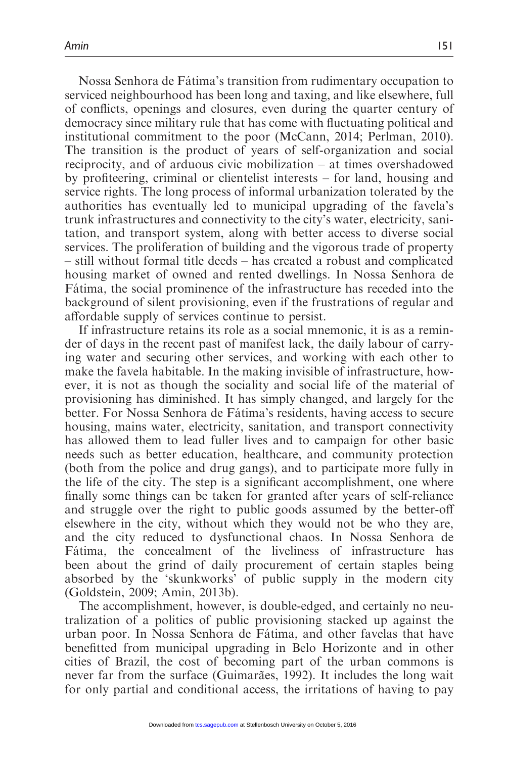Nossa Senhora de Fátima's transition from rudimentary occupation to serviced neighbourhood has been long and taxing, and like elsewhere, full of conflicts, openings and closures, even during the quarter century of democracy since military rule that has come with fluctuating political and institutional commitment to the poor (McCann, 2014; Perlman, 2010). The transition is the product of years of self-organization and social reciprocity, and of arduous civic mobilization – at times overshadowed by profiteering, criminal or clientelist interests – for land, housing and service rights. The long process of informal urbanization tolerated by the authorities has eventually led to municipal upgrading of the favela's trunk infrastructures and connectivity to the city's water, electricity, sanitation, and transport system, along with better access to diverse social services. The proliferation of building and the vigorous trade of property – still without formal title deeds – has created a robust and complicated housing market of owned and rented dwellings. In Nossa Senhora de Fátima, the social prominence of the infrastructure has receded into the background of silent provisioning, even if the frustrations of regular and affordable supply of services continue to persist.

If infrastructure retains its role as a social mnemonic, it is as a reminder of days in the recent past of manifest lack, the daily labour of carrying water and securing other services, and working with each other to make the favela habitable. In the making invisible of infrastructure, however, it is not as though the sociality and social life of the material of provisioning has diminished. It has simply changed, and largely for the better. For Nossa Senhora de Fátima's residents, having access to secure housing, mains water, electricity, sanitation, and transport connectivity has allowed them to lead fuller lives and to campaign for other basic needs such as better education, healthcare, and community protection (both from the police and drug gangs), and to participate more fully in the life of the city. The step is a significant accomplishment, one where finally some things can be taken for granted after years of self-reliance and struggle over the right to public goods assumed by the better-off elsewhere in the city, without which they would not be who they are, and the city reduced to dysfunctional chaos. In Nossa Senhora de Fátima, the concealment of the liveliness of infrastructure has been about the grind of daily procurement of certain staples being absorbed by the 'skunkworks' of public supply in the modern city (Goldstein, 2009; Amin, 2013b).

The accomplishment, however, is double-edged, and certainly no neutralization of a politics of public provisioning stacked up against the urban poor. In Nossa Senhora de Fátima, and other favelas that have benefitted from municipal upgrading in Belo Horizonte and in other cities of Brazil, the cost of becoming part of the urban commons is never far from the surface (Guimarães, 1992). It includes the long wait for only partial and conditional access, the irritations of having to pay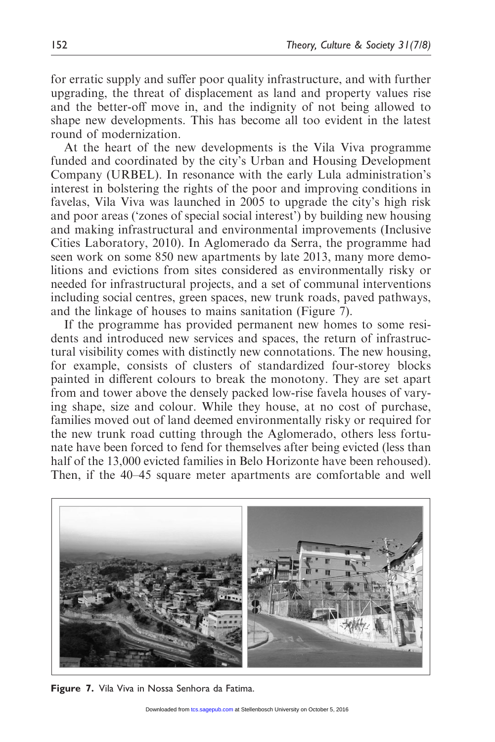for erratic supply and suffer poor quality infrastructure, and with further upgrading, the threat of displacement as land and property values rise and the better-off move in, and the indignity of not being allowed to shape new developments. This has become all too evident in the latest round of modernization.

At the heart of the new developments is the Vila Viva programme funded and coordinated by the city's Urban and Housing Development Company (URBEL). In resonance with the early Lula administration's interest in bolstering the rights of the poor and improving conditions in favelas, Vila Viva was launched in 2005 to upgrade the city's high risk and poor areas ('zones of special social interest') by building new housing and making infrastructural and environmental improvements (Inclusive Cities Laboratory, 2010). In Aglomerado da Serra, the programme had seen work on some 850 new apartments by late 2013, many more demolitions and evictions from sites considered as environmentally risky or needed for infrastructural projects, and a set of communal interventions including social centres, green spaces, new trunk roads, paved pathways, and the linkage of houses to mains sanitation (Figure 7).

If the programme has provided permanent new homes to some residents and introduced new services and spaces, the return of infrastructural visibility comes with distinctly new connotations. The new housing, for example, consists of clusters of standardized four-storey blocks painted in different colours to break the monotony. They are set apart from and tower above the densely packed low-rise favela houses of varying shape, size and colour. While they house, at no cost of purchase, families moved out of land deemed environmentally risky or required for the new trunk road cutting through the Aglomerado, others less fortunate have been forced to fend for themselves after being evicted (less than half of the 13,000 evicted families in Belo Horizonte have been rehoused). Then, if the 40–45 square meter apartments are comfortable and well

**Figure 7.** Vila Viva in Nossa Senhora da Fatima.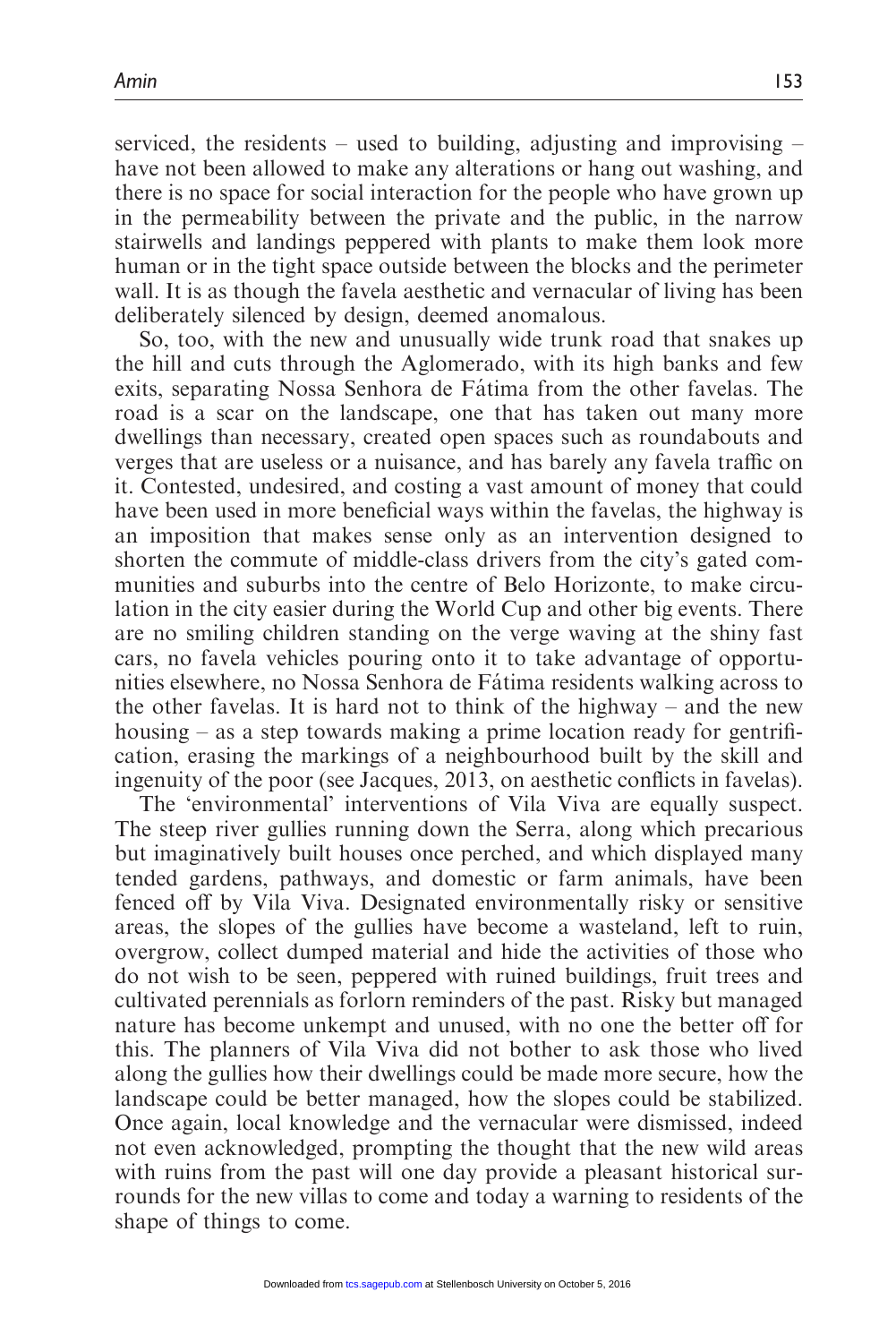serviced, the residents – used to building, adjusting and improvising – have not been allowed to make any alterations or hang out washing, and there is no space for social interaction for the people who have grown up in the permeability between the private and the public, in the narrow stairwells and landings peppered with plants to make them look more human or in the tight space outside between the blocks and the perimeter wall. It is as though the favela aesthetic and vernacular of living has been deliberately silenced by design, deemed anomalous.

So, too, with the new and unusually wide trunk road that snakes up the hill and cuts through the Aglomerado, with its high banks and few exits, separating Nossa Senhora de Fátima from the other favelas. The road is a scar on the landscape, one that has taken out many more dwellings than necessary, created open spaces such as roundabouts and verges that are useless or a nuisance, and has barely any favela traffic on it. Contested, undesired, and costing a vast amount of money that could have been used in more beneficial ways within the favelas, the highway is an imposition that makes sense only as an intervention designed to shorten the commute of middle-class drivers from the city's gated communities and suburbs into the centre of Belo Horizonte, to make circulation in the city easier during the World Cup and other big events. There are no smiling children standing on the verge waving at the shiny fast cars, no favela vehicles pouring onto it to take advantage of opportunities elsewhere, no Nossa Senhora de Fátima residents walking across to the other favelas. It is hard not to think of the highway – and the new housing – as a step towards making a prime location ready for gentrification, erasing the markings of a neighbourhood built by the skill and ingenuity of the poor (see Jacques, 2013, on aesthetic conflicts in favelas).

The 'environmental' interventions of Vila Viva are equally suspect. The steep river gullies running down the Serra, along which precarious but imaginatively built houses once perched, and which displayed many tended gardens, pathways, and domestic or farm animals, have been fenced off by Vila Viva. Designated environmentally risky or sensitive areas, the slopes of the gullies have become a wasteland, left to ruin, overgrow, collect dumped material and hide the activities of those who do not wish to be seen, peppered with ruined buildings, fruit trees and cultivated perennials as forlorn reminders of the past. Risky but managed nature has become unkempt and unused, with no one the better off for this. The planners of Vila Viva did not bother to ask those who lived along the gullies how their dwellings could be made more secure, how the landscape could be better managed, how the slopes could be stabilized. Once again, local knowledge and the vernacular were dismissed, indeed not even acknowledged, prompting the thought that the new wild areas with ruins from the past will one day provide a pleasant historical surrounds for the new villas to come and today a warning to residents of the shape of things to come.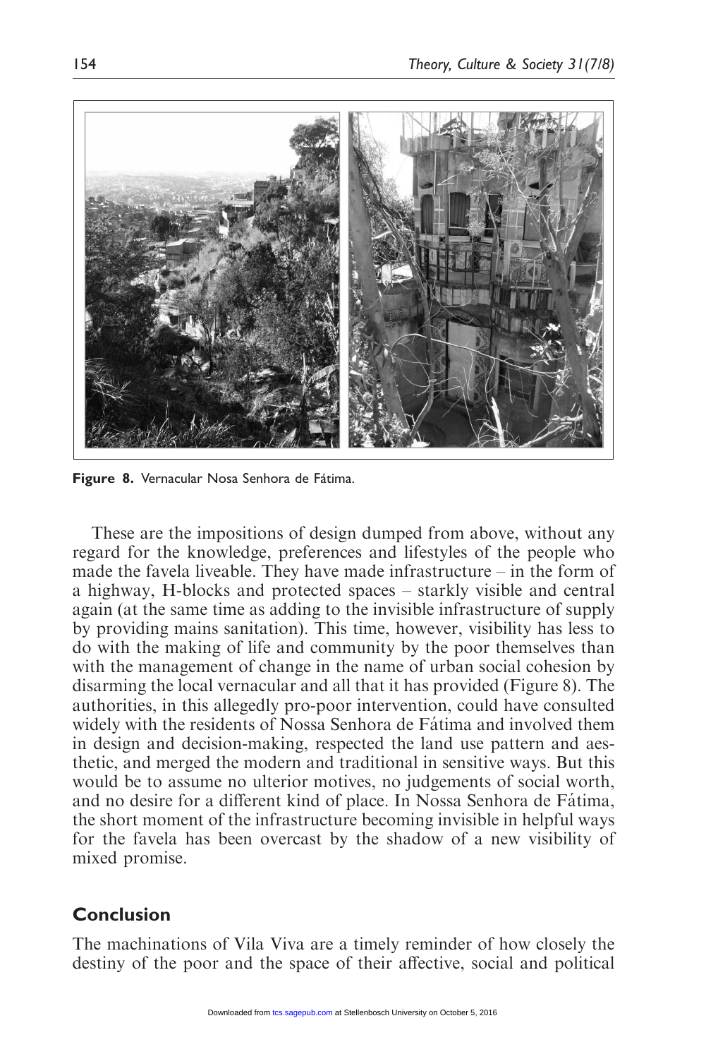Figure 8. Vernacular Nosa Senhora de Fátima.

These are the impositions of design dumped from above, without any regard for the knowledge, preferences and lifestyles of the people who made the favela liveable. They have made infrastructure – in the form of a highway, H-blocks and protected spaces – starkly visible and central again (at the same time as adding to the invisible infrastructure of supply by providing mains sanitation). This time, however, visibility has less to do with the making of life and community by the poor themselves than with the management of change in the name of urban social cohesion by disarming the local vernacular and all that it has provided (Figure 8). The authorities, in this allegedly pro-poor intervention, could have consulted widely with the residents of Nossa Senhora de Fátima and involved them in design and decision-making, respected the land use pattern and aesthetic, and merged the modern and traditional in sensitive ways. But this would be to assume no ulterior motives, no judgements of social worth, and no desire for a different kind of place. In Nossa Senhora de Fátima, the short moment of the infrastructure becoming invisible in helpful ways for the favela has been overcast by the shadow of a new visibility of mixed promise.

## Conclusion

The machinations of Vila Viva are a timely reminder of how closely the destiny of the poor and the space of their affective, social and political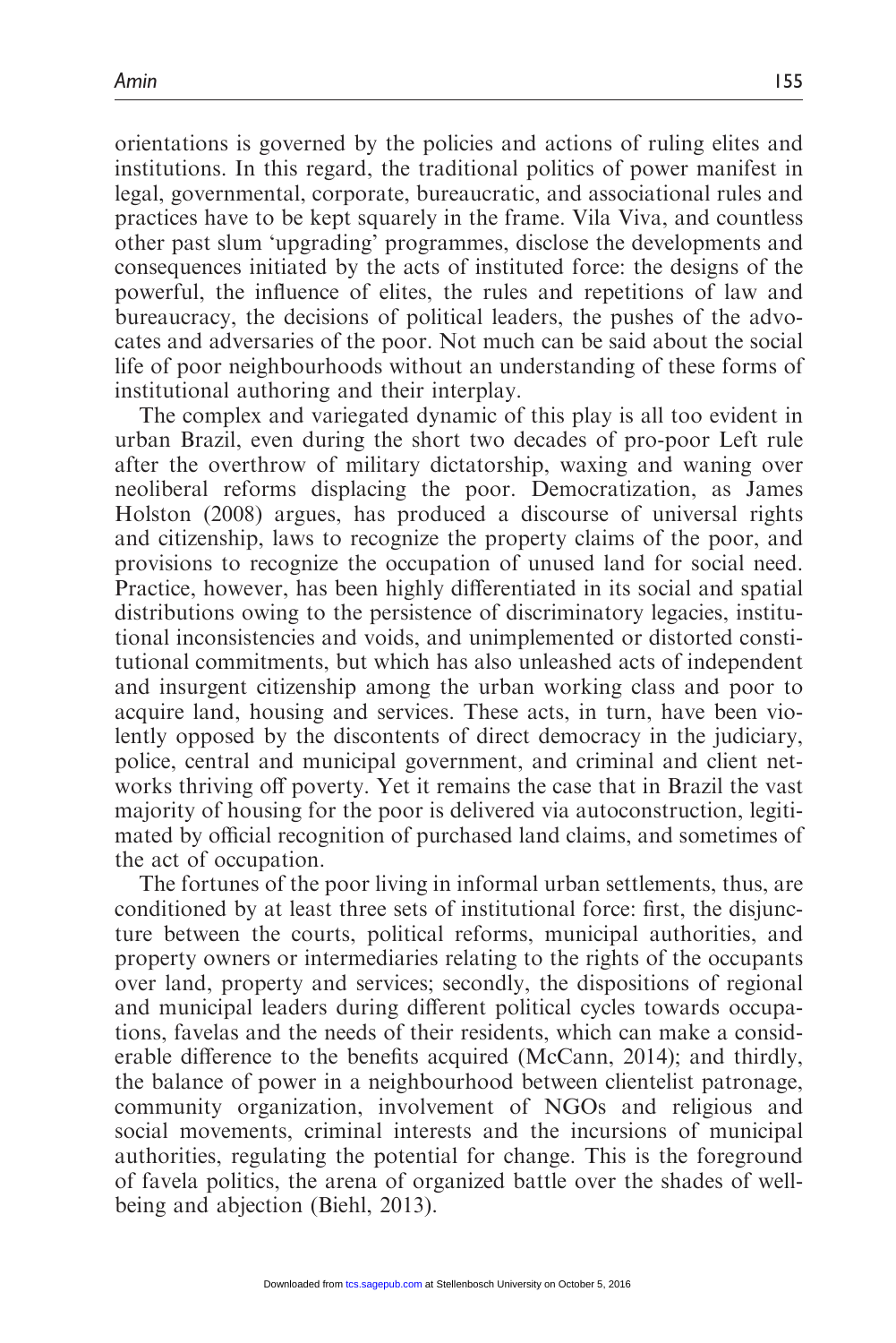orientations is governed by the policies and actions of ruling elites and institutions. In this regard, the traditional politics of power manifest in legal, governmental, corporate, bureaucratic, and associational rules and practices have to be kept squarely in the frame. Vila Viva, and countless other past slum 'upgrading' programmes, disclose the developments and consequences initiated by the acts of instituted force: the designs of the powerful, the influence of elites, the rules and repetitions of law and bureaucracy, the decisions of political leaders, the pushes of the advocates and adversaries of the poor. Not much can be said about the social life of poor neighbourhoods without an understanding of these forms of institutional authoring and their interplay.

The complex and variegated dynamic of this play is all too evident in urban Brazil, even during the short two decades of pro-poor Left rule after the overthrow of military dictatorship, waxing and waning over neoliberal reforms displacing the poor. Democratization, as James Holston (2008) argues, has produced a discourse of universal rights and citizenship, laws to recognize the property claims of the poor, and provisions to recognize the occupation of unused land for social need. Practice, however, has been highly differentiated in its social and spatial distributions owing to the persistence of discriminatory legacies, institutional inconsistencies and voids, and unimplemented or distorted constitutional commitments, but which has also unleashed acts of independent and insurgent citizenship among the urban working class and poor to acquire land, housing and services. These acts, in turn, have been violently opposed by the discontents of direct democracy in the judiciary, police, central and municipal government, and criminal and client networks thriving off poverty. Yet it remains the case that in Brazil the vast majority of housing for the poor is delivered via autoconstruction, legitimated by official recognition of purchased land claims, and sometimes of the act of occupation.

The fortunes of the poor living in informal urban settlements, thus, are conditioned by at least three sets of institutional force: first, the disjuncture between the courts, political reforms, municipal authorities, and property owners or intermediaries relating to the rights of the occupants over land, property and services; secondly, the dispositions of regional and municipal leaders during different political cycles towards occupations, favelas and the needs of their residents, which can make a considerable difference to the benefits acquired (McCann, 2014); and thirdly, the balance of power in a neighbourhood between clientelist patronage, community organization, involvement of NGOs and religious and social movements, criminal interests and the incursions of municipal authorities, regulating the potential for change. This is the foreground of favela politics, the arena of organized battle over the shades of well-being and abjection (Biehl, 2013).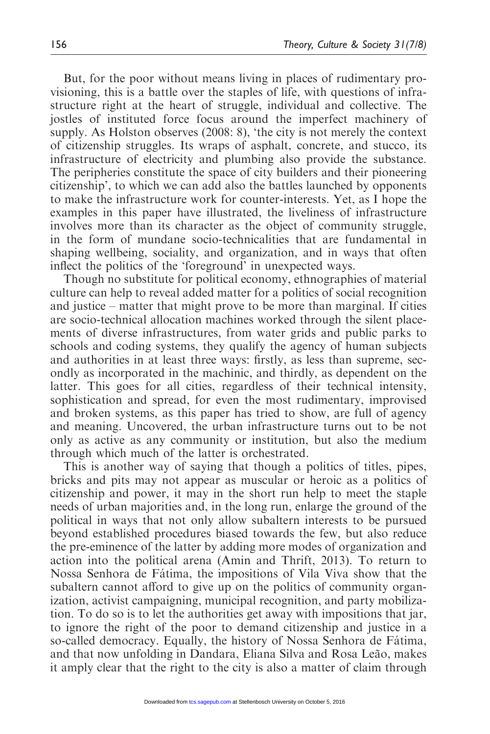But, for the poor without means living in places of rudimentary provisioning, this is a battle over the staples of life, with questions of infrastructure right at the heart of struggle, individual and collective. The jostles of instituted force focus around the imperfect machinery of supply. As Holston observes (2008: 8), 'the city is not merely the context of citizenship struggles. Its wraps of asphalt, concrete, and stucco, its infrastructure of electricity and plumbing also provide the substance. The peripheries constitute the space of city builders and their pioneering citizenship', to which we can add also the battles launched by opponents to make the infrastructure work for counter-interests. Yet, as I hope the examples in this paper have illustrated, the liveliness of infrastructure involves more than its character as the object of community struggle, in the form of mundane socio-technicalities that are fundamental in shaping wellbeing, sociality, and organization, and in ways that often inflect the politics of the 'foreground' in unexpected ways.

Though no substitute for political economy, ethnographies of material culture can help to reveal added matter for a politics of social recognition and justice – matter that might prove to be more than marginal. If cities are socio-technical allocation machines worked through the silent placements of diverse infrastructures, from water grids and public parks to schools and coding systems, they qualify the agency of human subjects and authorities in at least three ways: firstly, as less than supreme, secondly as incorporated in the machinic, and thirdly, as dependent on the latter. This goes for all cities, regardless of their technical intensity, sophistication and spread, for even the most rudimentary, improvised and broken systems, as this paper has tried to show, are full of agency and meaning. Uncovered, the urban infrastructure turns out to be not only as active as any community or institution, but also the medium through which much of the latter is orchestrated.

This is another way of saying that though a politics of titles, pipes, bricks and pits may not appear as muscular or heroic as a politics of citizenship and power, it may in the short run help to meet the staple needs of urban majorities and, in the long run, enlarge the ground of the political in ways that not only allow subaltern interests to be pursued beyond established procedures biased towards the few, but also reduce the pre-eminence of the latter by adding more modes of organization and action into the political arena (Amin and Thrift, 2013). To return to Nossa Senhora de Fátima, the impositions of Vila Viva show that the subaltern cannot afford to give up on the politics of community organization, activist campaigning, municipal recognition, and party mobilization. To do so is to let the authorities get away with impositions that jar, to ignore the right of the poor to demand citizenship and justice in a so-called democracy. Equally, the history of Nossa Senhora de Fátima, and that now unfolding in Dandara, Eliana Silva and Rosa Leão, makes it amply clear that the right to the city is also a matter of claim through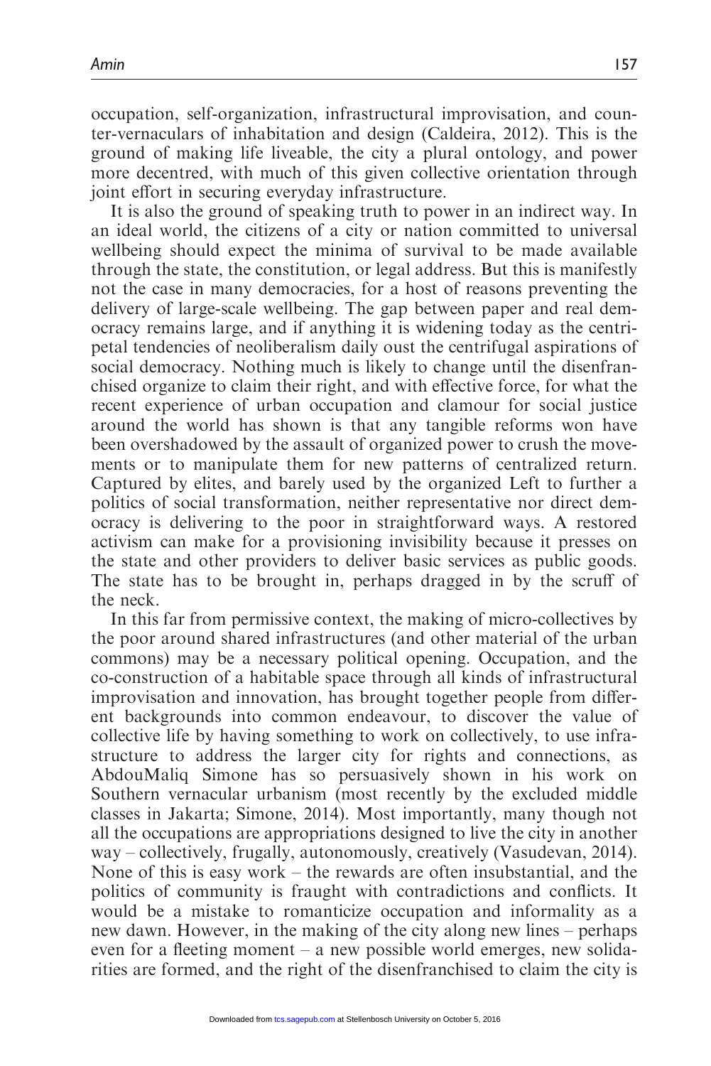occupation, self-organization, infrastructural improvisation, and counter-vernaculars of inhabitation and design (Caldeira, 2012). This is the ground of making life liveable, the city a plural ontology, and power more decentred, with much of this given collective orientation through joint effort in securing everyday infrastructure.

It is also the ground of speaking truth to power in an indirect way. In an ideal world, the citizens of a city or nation committed to universal wellbeing should expect the minima of survival to be made available through the state, the constitution, or legal address. But this is manifestly not the case in many democracies, for a host of reasons preventing the delivery of large-scale wellbeing. The gap between paper and real democracy remains large, and if anything it is widening today as the centripetal tendencies of neoliberalism daily oust the centrifugal aspirations of social democracy. Nothing much is likely to change until the disenfranchised organize to claim their right, and with effective force, for what the recent experience of urban occupation and clamour for social justice around the world has shown is that any tangible reforms won have been overshadowed by the assault of organized power to crush the movements or to manipulate them for new patterns of centralized return. Captured by elites, and barely used by the organized Left to further a politics of social transformation, neither representative nor direct democracy is delivering to the poor in straightforward ways. A restored activism can make for a provisioning invisibility because it presses on the state and other providers to deliver basic services as public goods. The state has to be brought in, perhaps dragged in by the scruff of the neck.

In this far from permissive context, the making of micro-collectives by the poor around shared infrastructures (and other material of the urban commons) may be a necessary political opening. Occupation, and the co-construction of a habitable space through all kinds of infrastructural improvisation and innovation, has brought together people from different backgrounds into common endeavour, to discover the value of collective life by having something to work on collectively, to use infrastructure to address the larger city for rights and connections, as AbdouMaliq Simone has so persuasively shown in his work on Southern vernacular urbanism (most recently by the excluded middle classes in Jakarta; Simone, 2014). Most importantly, many though not all the occupations are appropriations designed to live the city in another way – collectively, frugally, autonomously, creatively (Vasudevan, 2014). None of this is easy work – the rewards are often insubstantial, and the politics of community is fraught with contradictions and conflicts. It would be a mistake to romanticize occupation and informality as a new dawn. However, in the making of the city along new lines – perhaps even for a fleeting moment – a new possible world emerges, new solidarities are formed, and the right of the disenfranchised to claim the city is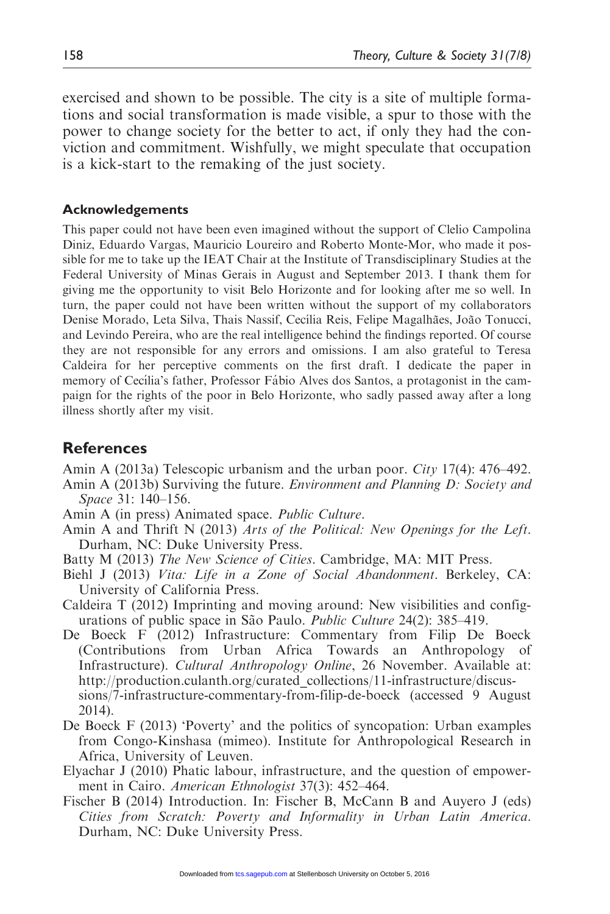exercised and shown to be possible. The city is a site of multiple formations and social transformation is made visible, a spur to those with the power to change society for the better to act, if only they had the conviction and commitment. Wishfully, we might speculate that occupation is a kick-start to the remaking of the just society.

#### Acknowledgements

This paper could not have been even imagined without the support of Clelio Campolina Diniz, Eduardo Vargas, Mauricio Loureiro and Roberto Monte-Mor, who made it possible for me to take up the IEAT Chair at the Institute of Transdisciplinary Studies at the Federal University of Minas Gerais in August and September 2013. I thank them for giving me the opportunity to visit Belo Horizonte and for looking after me so well. In turn, the paper could not have been written without the support of my collaborators Denise Morado, Leta Silva, Thais Nassif, Cecília Reis, Felipe Magalhães, João Tonucci, and Levindo Pereira, who are the real intelligence behind the findings reported. Of course they are not responsible for any errors and omissions. I am also grateful to Teresa Caldeira for her perceptive comments on the first draft. I dedicate the paper in memory of Cecília's father, Professor Fábio Alves dos Santos, a protagonist in the campaign for the rights of the poor in Belo Horizonte, who sadly passed away after a long illness shortly after my visit.

## References

Amin A (2013a) Telescopic urbanism and the urban poor. *City* 17(4): 476–492.

Amin A (2013b) Surviving the future. *Environment and Planning D: Society and Space* 31: 140–156.

Amin A (in press) Animated space. *Public Culture*.

Amin A and Thrift N (2013) *Arts of the Political: New Openings for the Left*. Durham, NC: Duke University Press.

Batty M (2013) *The New Science of Cities*. Cambridge, MA: MIT Press.

Biehl J (2013) *Vita: Life in a Zone of Social Abandonment*. Berkeley, CA: University of California Press.

Caldeira T (2012) Imprinting and moving around: New visibilities and configurations of public space in São Paulo. *Public Culture* 24(2): 385–419.

De Boeck F (2012) Infrastructure: Commentary from Filip De Boeck (Contributions from Urban Africa Towards an Anthropology of Infrastructure). *Cultural Anthropology Online*, 26 November. Available at: http://production.culanth.org/curated_collections/11-infrastructure/discussions/7-infrastructure-commentary-from-filip-de-boeck (accessed 9 August 2014).

De Boeck F (2013) 'Poverty' and the politics of syncopation: Urban examples from Congo-Kinshasa (mimeo). Institute for Anthropological Research in Africa, University of Leuven.

Elyachar J (2010) Phatic labour, infrastructure, and the question of empowerment in Cairo. *American Ethnologist* 37(3): 452–464.

Fischer B (2014) Introduction. In: Fischer B, McCann B and Auyero J (eds) *Cities from Scratch: Poverty and Informality in Urban Latin America*. Durham, NC: Duke University Press.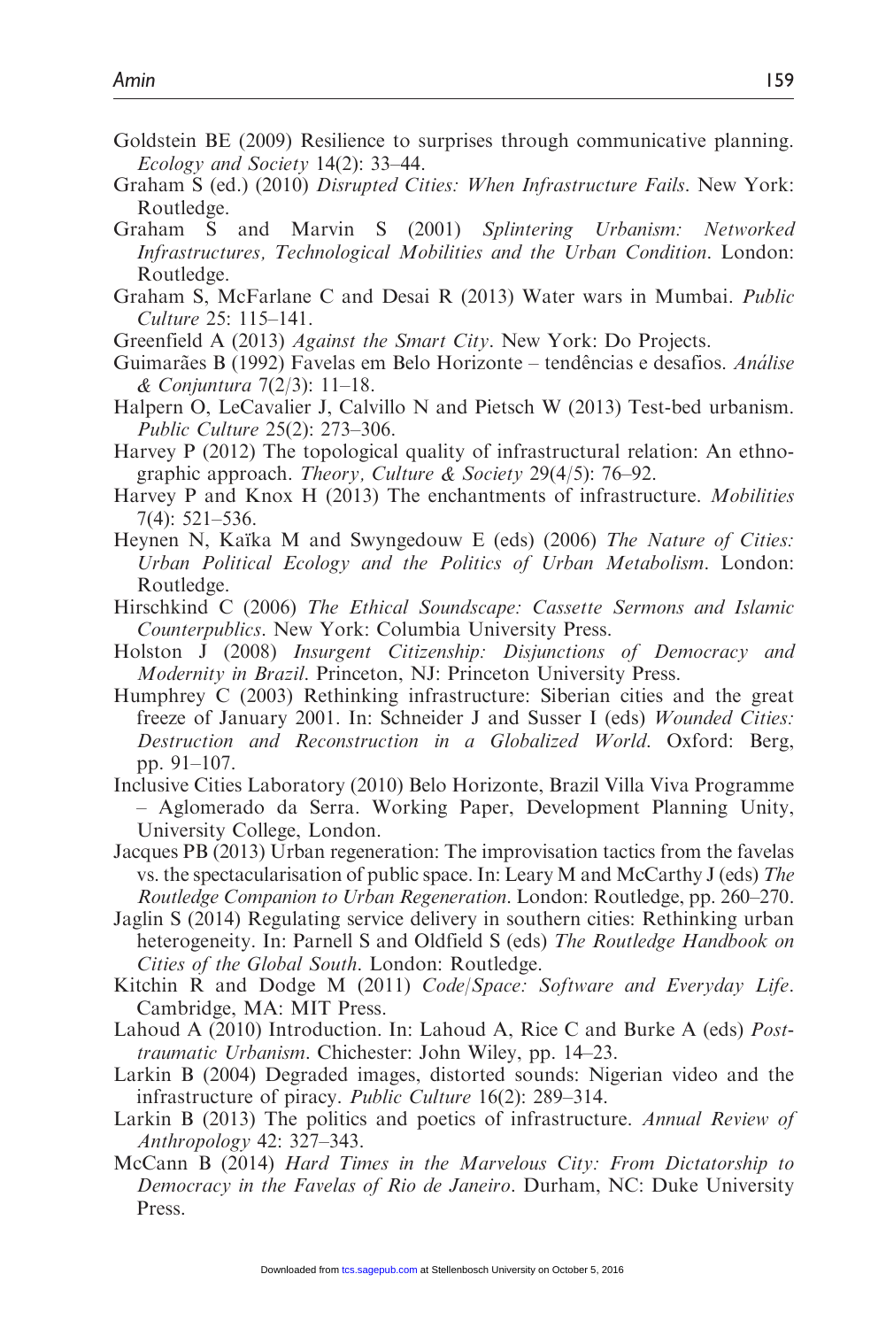Goldstein BE (2009) Resilience to surprises through communicative planning. *Ecology and Society* 14(2): 33–44.

Graham S (ed.) (2010) *Disrupted Cities: When Infrastructure Fails*. New York: Routledge.

Graham S and Marvin S (2001) *Splintering Urbanism: Networked Infrastructures, Technological Mobilities and the Urban Condition*. London: Routledge.

Graham S, McFarlane C and Desai R (2013) Water wars in Mumbai. *Public Culture* 25: 115–141.

Greenfield A (2013) *Against the Smart City*. New York: Do Projects.

Guimarães B (1992) Favelas em Belo Horizonte – tendências e desafios. *Análise & Conjuntura* 7(2/3): 11–18.

Halpern O, LeCavalier J, Calvillo N and Pietsch W (2013) Test-bed urbanism. *Public Culture* 25(2): 273–306.

Harvey P (2012) The topological quality of infrastructural relation: An ethnographic approach. *Theory, Culture & Society* 29(4/5): 76–92.

Harvey P and Knox H (2013) The enchantments of infrastructure. *Mobilities* 7(4): 521–536.

Heynen N, Kaïka M and Swyngedouw E (eds) (2006) *The Nature of Cities: Urban Political Ecology and the Politics of Urban Metabolism*. London: Routledge.

Hirschkind C (2006) *The Ethical Soundscape: Cassette Sermons and Islamic Counterpublics*. New York: Columbia University Press.

Holston J (2008) *Insurgent Citizenship: Disjunctions of Democracy and Modernity in Brazil*. Princeton, NJ: Princeton University Press.

Humphrey C (2003) Rethinking infrastructure: Siberian cities and the great freeze of January 2001. In: Schneider J and Susser I (eds) *Wounded Cities: Destruction and Reconstruction in a Globalized World*. Oxford: Berg, pp. 91–107.

Inclusive Cities Laboratory (2010) Belo Horizonte, Brazil Villa Viva Programme – Aglomerado da Serra. Working Paper, Development Planning Unity, University College, London.

Jacques PB (2013) Urban regeneration: The improvisation tactics from the favelas vs. the spectacularisation of public space. In: Leary M and McCarthy J (eds) *The Routledge Companion to Urban Regeneration*. London: Routledge, pp. 260–270.

Jaglin S (2014) Regulating service delivery in southern cities: Rethinking urban heterogeneity. In: Parnell S and Oldfield S (eds) *The Routledge Handbook on Cities of the Global South*. London: Routledge.

Kitchin R and Dodge M (2011) *Code/Space: Software and Everyday Life*. Cambridge, MA: MIT Press.

Lahoud A (2010) Introduction. In: Lahoud A, Rice C and Burke A (eds) *Post-traumatic Urbanism*. Chichester: John Wiley, pp. 14–23.

Larkin B (2004) Degraded images, distorted sounds: Nigerian video and the infrastructure of piracy. *Public Culture* 16(2): 289–314.

Larkin B (2013) The politics and poetics of infrastructure. *Annual Review of Anthropology* 42: 327–343.

McCann B (2014) *Hard Times in the Marvelous City: From Dictatorship to Democracy in the Favelas of Rio de Janeiro*. Durham, NC: Duke University Press.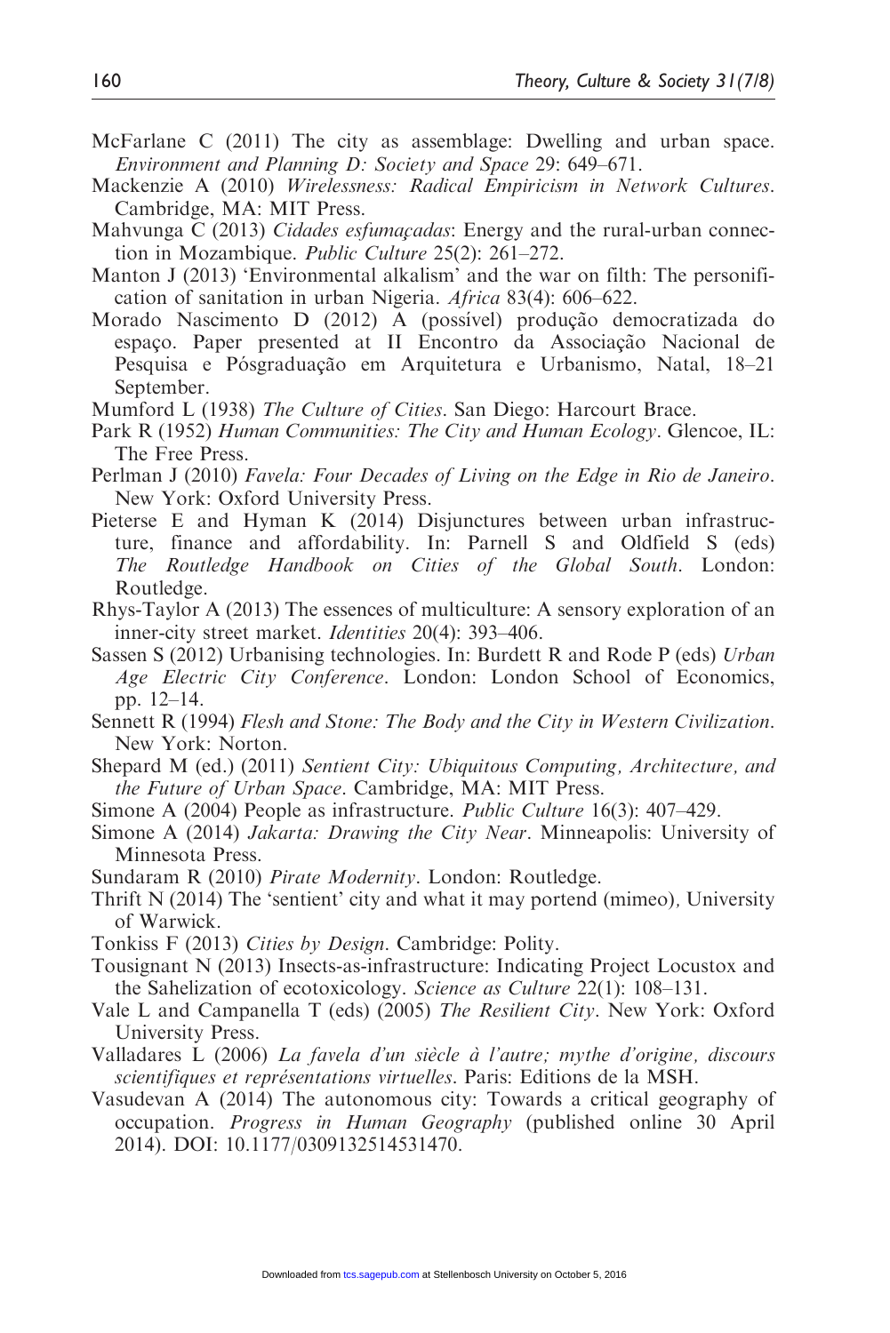McFarlane C (2011) The city as assemblage: Dwelling and urban space. *Environment and Planning D: Society and Space* 29: 649–671.

Mackenzie A (2010) *Wirelessness: Radical Empiricism in Network Cultures*. Cambridge, MA: MIT Press.

Mahvunga C (2013) *Cidades esfumaçadas*: Energy and the rural-urban connection in Mozambique. *Public Culture* 25(2): 261–272.

Manton J (2013) 'Environmental alkalism' and the war on filth: The personification of sanitation in urban Nigeria. *Africa* 83(4): 606–622.

Morado Nascimento D (2012) A (possível) produção democratizada do espaço. Paper presented at II Encontro da Associação Nacional de Pesquisa e Pósgraduação em Arquitetura e Urbanismo, Natal, 18–21 September.

Mumford L (1938) *The Culture of Cities*. San Diego: Harcourt Brace.

Park R (1952) *Human Communities: The City and Human Ecology*. Glencoe, IL: The Free Press.

Perlman J (2010) *Favela: Four Decades of Living on the Edge in Rio de Janeiro*. New York: Oxford University Press.

Pieterse E and Hyman K (2014) Disjunctures between urban infrastructure, finance and affordability. In: Parnell S and Oldfield S (eds) *The Routledge Handbook on Cities of the Global South*. London: Routledge.

Rhys-Taylor A (2013) The essences of multiculture: A sensory exploration of an inner-city street market. *Identities* 20(4): 393–406.

Sassen S (2012) Urbanising technologies. In: Burdett R and Rode P (eds) *Urban Age Electric City Conference*. London: London School of Economics, pp. 12–14.

Sennett R (1994) *Flesh and Stone: The Body and the City in Western Civilization*. New York: Norton.

Shepard M (ed.) (2011) *Sentient City: Ubiquitous Computing, Architecture, and the Future of Urban Space*. Cambridge, MA: MIT Press.

Simone A (2004) People as infrastructure. *Public Culture* 16(3): 407–429.

Simone A (2014) *Jakarta: Drawing the City Near*. Minneapolis: University of Minnesota Press.

Sundaram R (2010) *Pirate Modernity*. London: Routledge.

Thrift N (2014) The 'sentient' city and what it may portend (mimeo), University of Warwick.

Tonkiss F (2013) *Cities by Design*. Cambridge: Polity.

Tousignant N (2013) Insects-as-infrastructure: Indicating Project Locustox and the Sahelization of ecotoxicology. *Science as Culture* 22(1): 108–131.

Vale L and Campanella T (eds) (2005) *The Resilient City*. New York: Oxford University Press.

Valladares L (2006) *La favela d'un siècle à l'autre; mythe d'origine, discours scientifiques et représentations virtuelles*. Paris: Editions de la MSH.

Vasudevan A (2014) The autonomous city: Towards a critical geography of occupation. *Progress in Human Geography* (published online 30 April 2014). DOI: 10.1177/0309132514531470.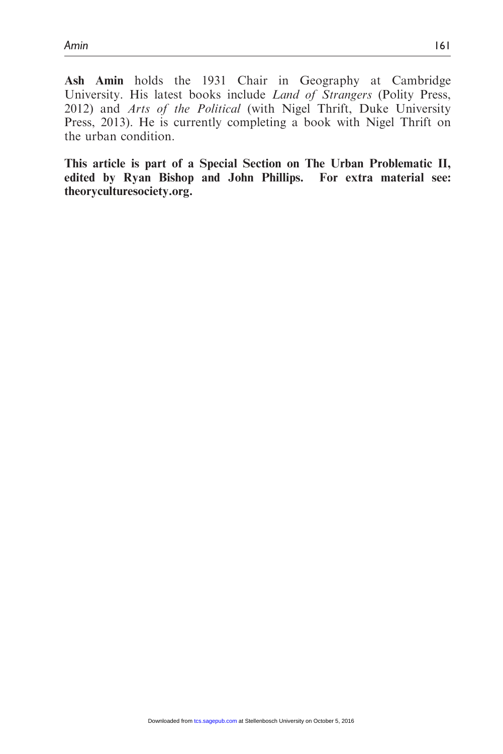**Ash Amin** holds the 1931 Chair in Geography at Cambridge University. His latest books include *Land of Strangers* (Polity Press, 2012) and *Arts of the Political* (with Nigel Thrift, Duke University Press, 2013). He is currently completing a book with Nigel Thrift on the urban condition.

**This article is part of a Special Section on The Urban Problematic II, edited by Ryan Bishop and John Phillips. For extra material see: theoryculturesociety.org.**